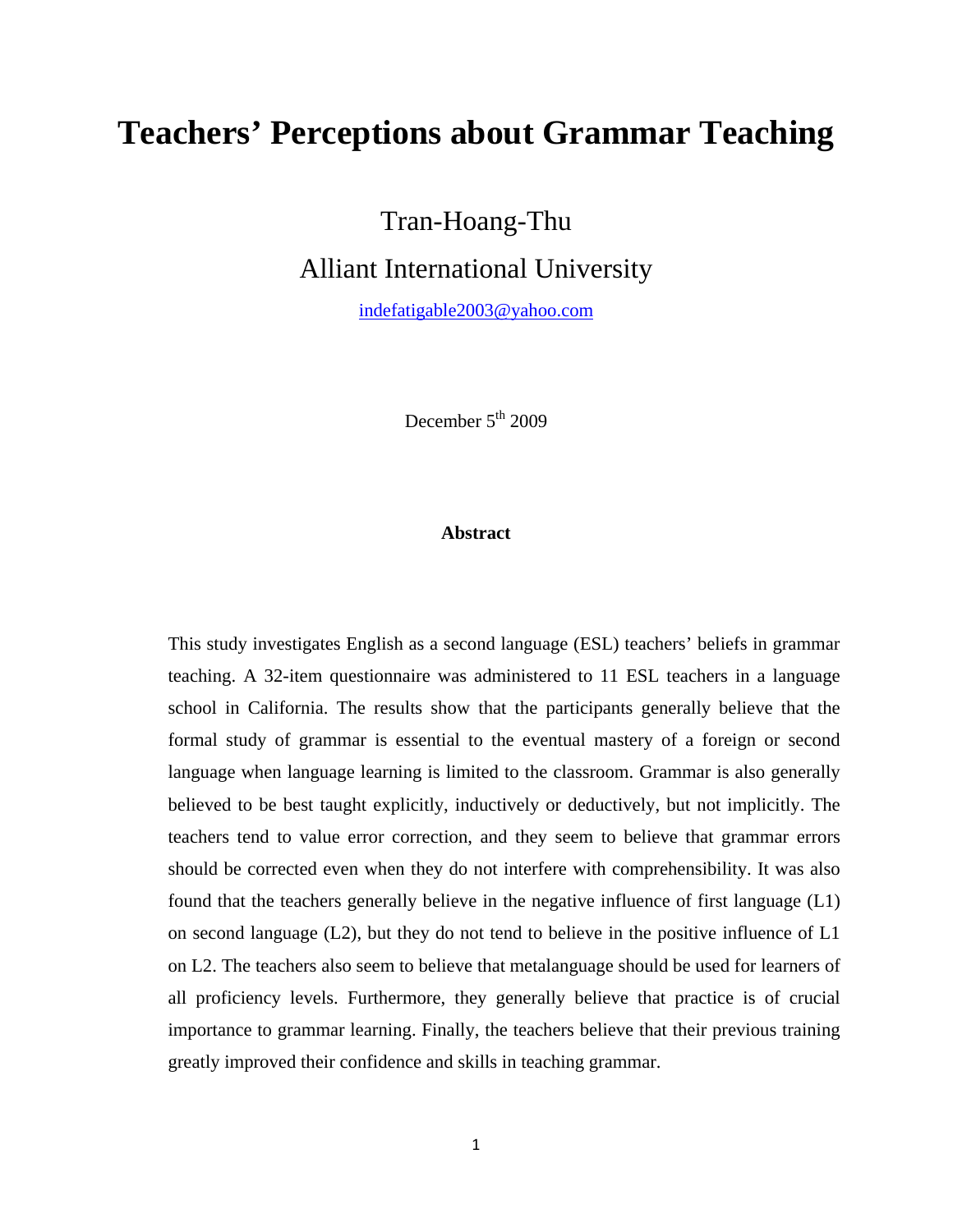# Teachers' Perceptions about Grammar Teaching

Tran-Hoang-Thu

Alliant International University

indefatigable2003@yahoo.com

December 5th 2009

### Abstract

This study investigates English as a second language (ESL) teachers' beliefs in grammar teaching. A 32-item questionnaire was administered to 11 ESL teachers in a language school in California. The results show that the participants generally believe that the formal study of grammar is essential to the eventual mastery of a foreign or second language when language learning is limited to the classroom. Grammar is also generally believed to be best taught explicitly, inductively or deductively, but not implicitly. The teachers tend to value error correction, and they seem to believe that grammar errors should be corrected even when they do not interfere with comprehensibility. It was also found that the teachers generally believe in the negative influence of first language (L1) on second language (L2), but they do not tend to believe in the positive influence of L1 on L2. The teachers also seem to believe that metalanguage should be used for learners of all proficiency levels. Furthermore, they generally believe that practice is of crucial importance to grammar learning. Finally, the teachers believe that their previous training greatly improved their confidence and skills in teaching grammar.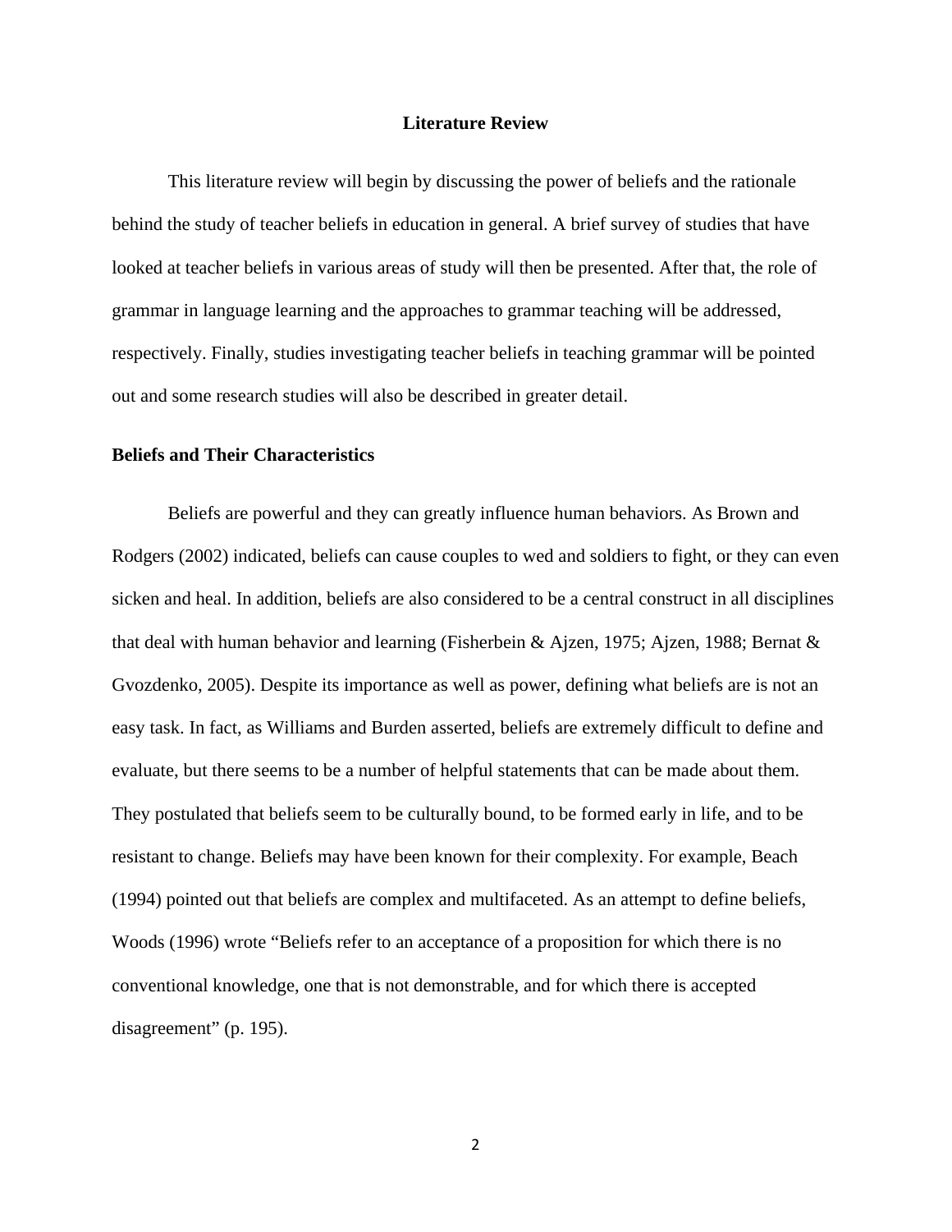# Literature Review

This literature review will begin by discussing the power of beliefs and the rationale behind the study of teacher beliefs in education in general. A brief survey of studies that have looked at teacher beliefs in various areas of study will then be presented. After that, the role of grammar in language learning and the approaches to grammar teaching will be addressed, respectively. Finally, studies investigating teacher beliefs in teaching grammar will be pointed out and some research studies will also be described in greater detail.

## Beliefs and Their Characteristics

Beliefs are powerful and they can greatly influence human behaviors. As Brown and Rodgers (2002) indicated, beliefs can cause couples to wed and soldiers to fight, or they can even sicken and heal. In addition, beliefs are also considered to be a central construct in all disciplines that deal with human behavior and learning (Fisherbein & Ajzen, 1975; Ajzen, 1988; Bernat & Gvozdenko, 2005). Despite its importance as well as power, defining what beliefs are is not an easy task. In fact, as Williams and Burden asserted, beliefs are extremely difficult to define and evaluate, but there seems to be a number of helpful statements that can be made about them. They postulated that beliefs seem to be culturally bound, to be formed early in life, and to be resistant to change. Beliefs may have been known for their complexity. For example, Beach (1994) pointed out that beliefs are complex and multifaceted. As an attempt to define beliefs, Woods (1996) wrote "Beliefs refer to an acceptance of a proposition for which there is no conventional knowledge, one that is not demonstrable, and for which there is accepted disagreement" (p. 195).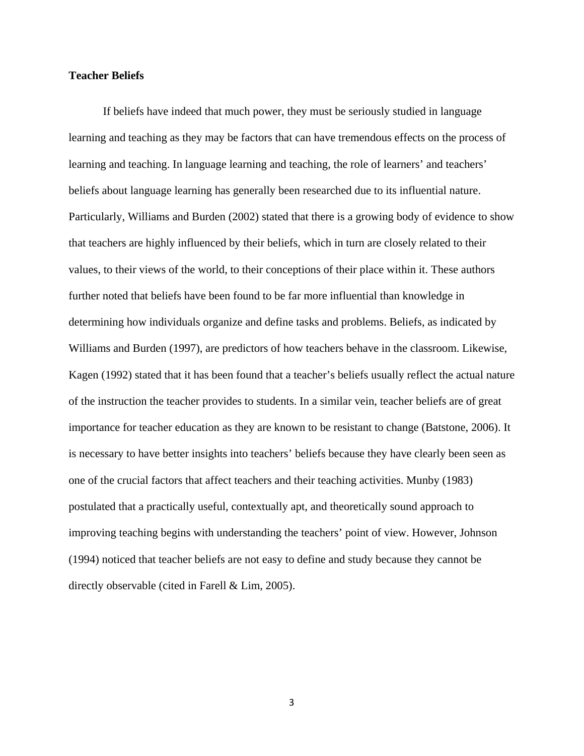**Teacher Beliefs**

If beliefs have indeed that much power, they must be seriously studied in language learning and teaching as they may be factors that can have tremendous effects on the process of learning and teaching. In language learning and teaching, the role of learners' and teachers' beliefs about language learning has generally been researched due to its influential nature. Particularly, Williams and Burden (2002) stated that there is a growing body of evidence to show that teachers are highly influenced by their beliefs, which in turn are closely related to their values, to their views of the world, to their conceptions of their place within it. These authors further noted that beliefs have been found to be far more influential than knowledge in determining how individuals organize and define tasks and problems. Beliefs, as indicated by Williams and Burden (1997), are predictors of how teachers behave in the classroom. Likewise, Kagen (1992) stated that it has been found that a teacher's beliefs usually reflect the actual nature of the instruction the teacher provides to students. In a similar vein, teacher beliefs are of great importance for teacher education as they are known to be resistant to change (Batstone, 2006). It is necessary to have better insights into teachers' beliefs because they have clearly been seen as one of the crucial factors that affect teachers and their teaching activities. Munby (1983) postulated that a practically useful, contextually apt, and theoretically sound approach to improving teaching begins with understanding the teachers' point of view. However, Johnson (1994) noticed that teacher beliefs are not easy to define and study because they cannot be directly observable (cited in Farell & Lim, 2005).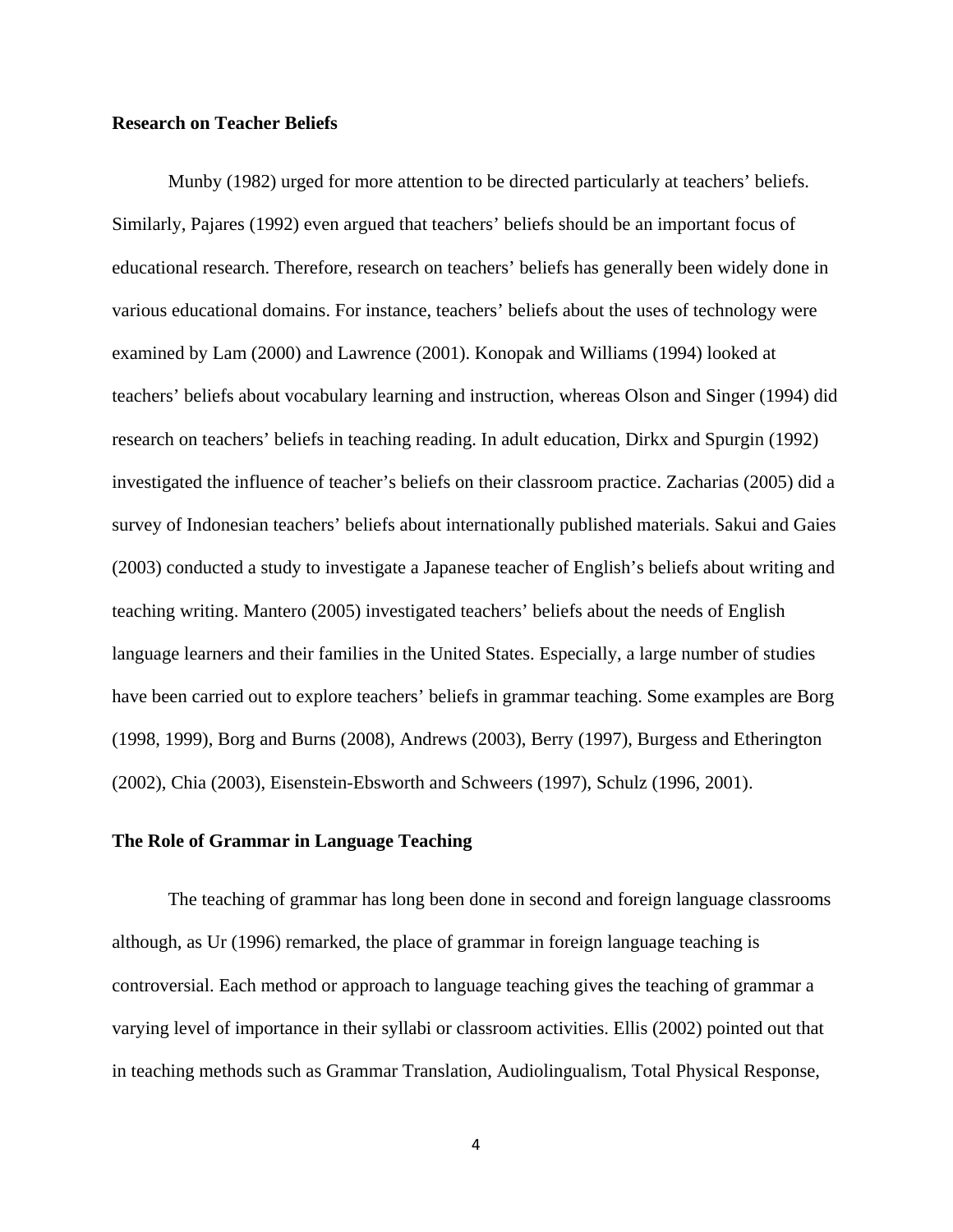**Research on Teacher Beliefs**

Munby (1982) urged for more attention to be directed particularly at teachers' beliefs. Similarly, Pajares (1992) even argued that teachers' beliefs should be an important focus of educational research. Therefore, research on teachers' beliefs has generally been widely done in various educational domains. For instance, teachers' beliefs about the uses of technology were examined by Lam (2000) and Lawrence (2001). Konopak and Williams (1994) looked at teachers' beliefs about vocabulary learning and instruction, whereas Olson and Singer (1994) did research on teachers' beliefs in teaching reading. In adult education, Dirkx and Spurgin (1992) investigated the influence of teacher's beliefs on their classroom practice. Zacharias (2005) did a survey of Indonesian teachers' beliefs about internationally published materials. Sakui and Gaies (2003) conducted a study to investigate a Japanese teacher of English's beliefs about writing and teaching writing. Mantero (2005) investigated teachers' beliefs about the needs of English language learners and their families in the United States. Especially, a large number of studies have been carried out to explore teachers' beliefs in grammar teaching. Some examples are Borg (1998, 1999), Borg and Burns (2008), Andrews (2003), Berry (1997), Burgess and Etherington (2002), Chia (2003), Eisenstein-Ebsworth and Schweers (1997), Schulz (1996, 2001).

**The Role of Grammar in Language Teaching**

The teaching of grammar has long been done in second and foreign language classrooms although, as Ur (1996) remarked, the place of grammar in foreign language teaching is controversial. Each method or approach to language teaching gives the teaching of grammar a varying level of importance in their syllabi or classroom activities. Ellis (2002) pointed out that in teaching methods such as Grammar Translation, Audiolingualism, Total Physical Response,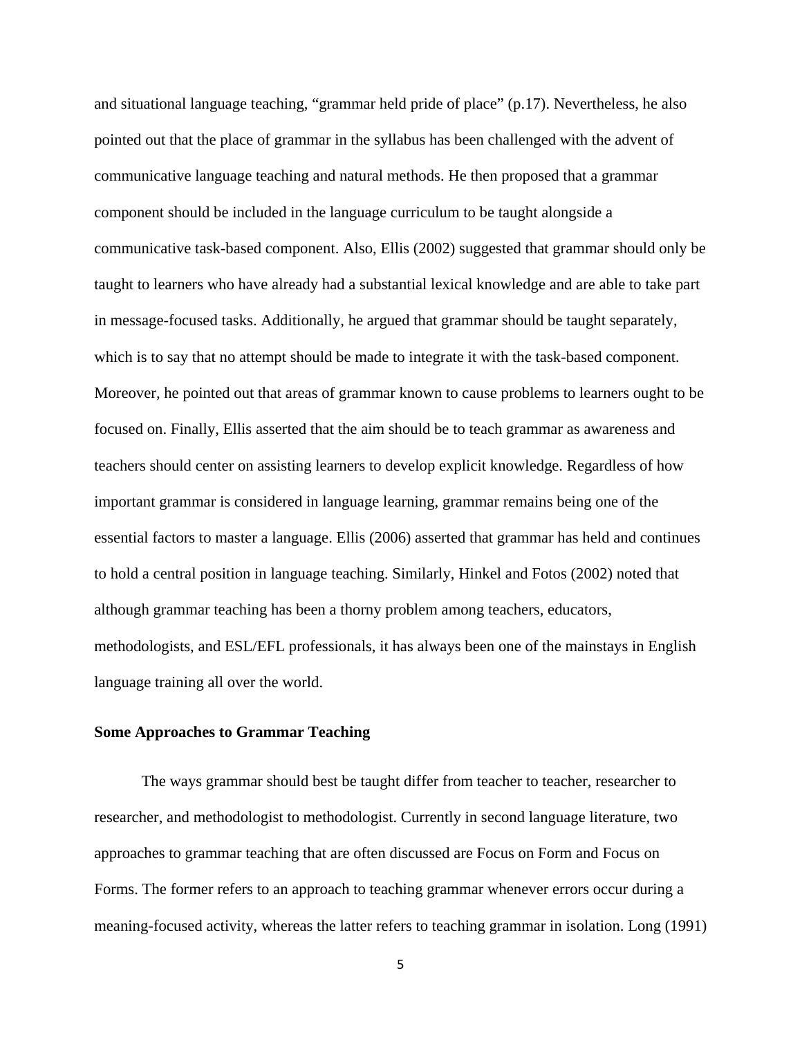and situational language teaching, “grammar held pride of place” (p.17). Nevertheless, he also pointed out that the place of grammar in the syllabus has been challenged with the advent of communicative language teaching and natural methods. He then proposed that a grammar component should be included in the language curriculum to be taught alongside a communicative task-based component. Also, Ellis (2002) suggested that grammar should only be taught to learners who have already had a substantial lexical knowledge and are able to take part in message-focused tasks. Additionally, he argued that grammar should be taught separately, which is to say that no attempt should be made to integrate it with the task-based component. Moreover, he pointed out that areas of grammar known to cause problems to learners ought to be focused on. Finally, Ellis asserted that the aim should be to teach grammar as awareness and teachers should center on assisting learners to develop explicit knowledge. Regardless of how important grammar is considered in language learning, grammar remains being one of the essential factors to master a language. Ellis (2006) asserted that grammar has held and continues to hold a central position in language teaching. Similarly, Hinkel and Fotos (2002) noted that although grammar teaching has been a thorny problem among teachers, educators, methodologists, and ESL/EFL professionals, it has always been one of the mainstays in English language training all over the world.

**Some Approaches to Grammar Teaching**

The ways grammar should best be taught differ from teacher to teacher, researcher to researcher, and methodologist to methodologist. Currently in second language literature, two approaches to grammar teaching that are often discussed are Focus on Form and Focus on Forms. The former refers to an approach to teaching grammar whenever errors occur during a meaning-focused activity, whereas the latter refers to teaching grammar in isolation. Long (1991)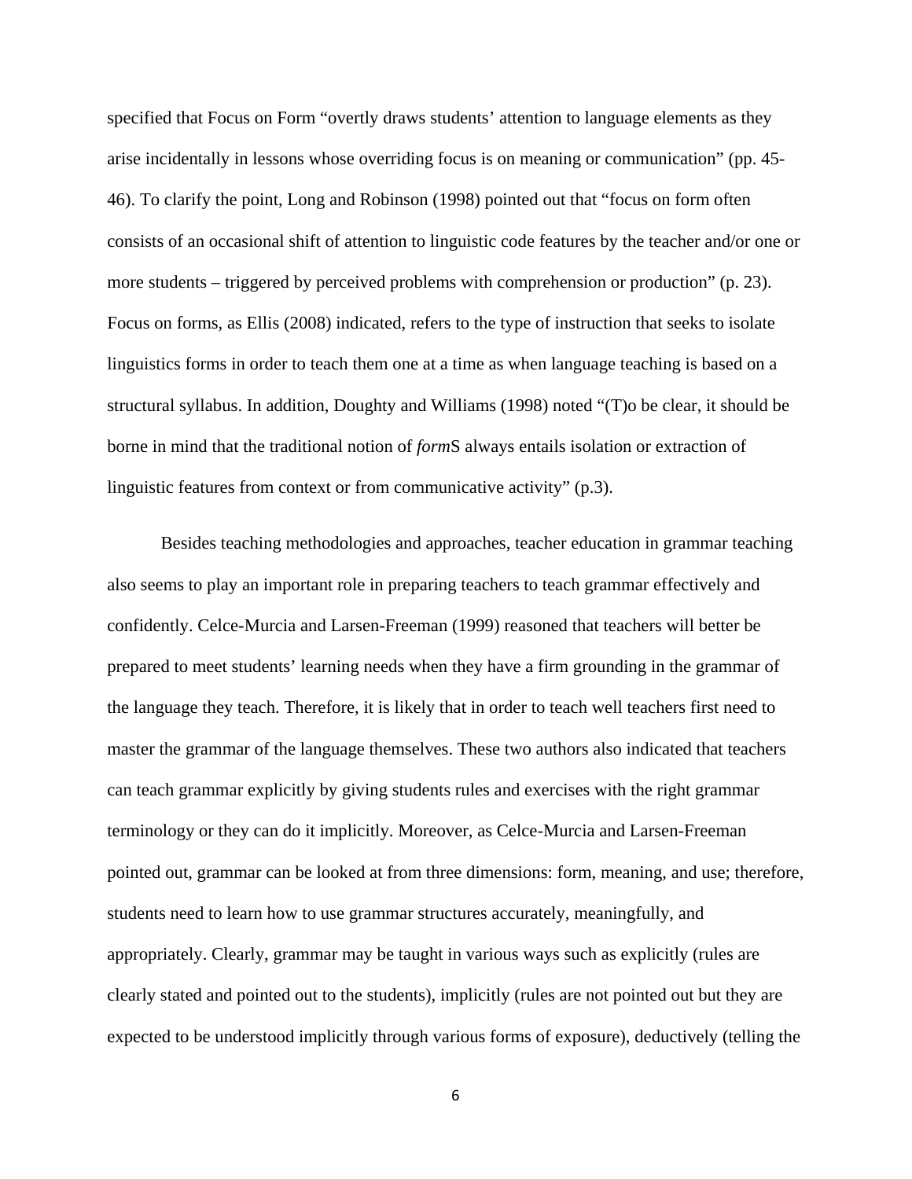specified that Focus on Form "overtly draws students' attention to language elements as they arise incidentally in lessons whose overriding focus is on meaning or communication" (pp. 45-46). To clarify the point, Long and Robinson (1998) pointed out that "focus on form often consists of an occasional shift of attention to linguistic code features by the teacher and/or one or more students – triggered by perceived problems with comprehension or production" (p. 23). Focus on forms, as Ellis (2008) indicated, refers to the type of instruction that seeks to isolate linguistics forms in order to teach them one at a time as when language teaching is based on a structural syllabus. In addition, Doughty and Williams (1998) noted "(T)o be clear, it should be borne in mind that the traditional notion of *form*S always entails isolation or extraction of linguistic features from context or from communicative activity" (p.3).

Besides teaching methodologies and approaches, teacher education in grammar teaching also seems to play an important role in preparing teachers to teach grammar effectively and confidently. Celce-Murcia and Larsen-Freeman (1999) reasoned that teachers will better be prepared to meet students' learning needs when they have a firm grounding in the grammar of the language they teach. Therefore, it is likely that in order to teach well teachers first need to master the grammar of the language themselves. These two authors also indicated that teachers can teach grammar explicitly by giving students rules and exercises with the right grammar terminology or they can do it implicitly. Moreover, as Celce-Murcia and Larsen-Freeman pointed out, grammar can be looked at from three dimensions: form, meaning, and use; therefore, students need to learn how to use grammar structures accurately, meaningfully, and appropriately. Clearly, grammar may be taught in various ways such as explicitly (rules are clearly stated and pointed out to the students), implicitly (rules are not pointed out but they are expected to be understood implicitly through various forms of exposure), deductively (telling the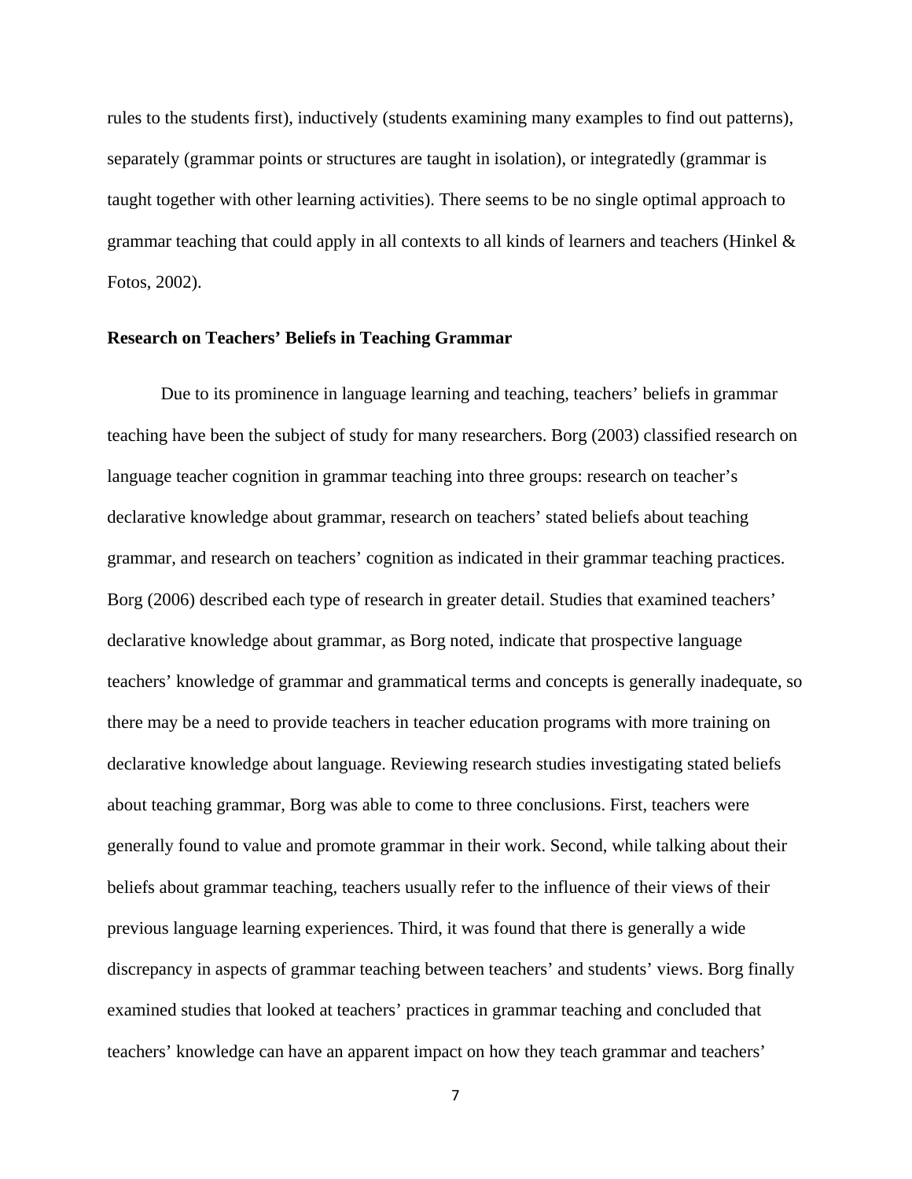rules to the students first), inductively (students examining many examples to find out patterns), separately (grammar points or structures are taught in isolation), or integratedly (grammar is taught together with other learning activities). There seems to be no single optimal approach to grammar teaching that could apply in all contexts to all kinds of learners and teachers (Hinkel & Fotos, 2002).

**Research on Teachers' Beliefs in Teaching Grammar**

Due to its prominence in language learning and teaching, teachers' beliefs in grammar teaching have been the subject of study for many researchers. Borg (2003) classified research on language teacher cognition in grammar teaching into three groups: research on teacher's declarative knowledge about grammar, research on teachers' stated beliefs about teaching grammar, and research on teachers' cognition as indicated in their grammar teaching practices. Borg (2006) described each type of research in greater detail. Studies that examined teachers' declarative knowledge about grammar, as Borg noted, indicate that prospective language teachers' knowledge of grammar and grammatical terms and concepts is generally inadequate, so there may be a need to provide teachers in teacher education programs with more training on declarative knowledge about language. Reviewing research studies investigating stated beliefs about teaching grammar, Borg was able to come to three conclusions. First, teachers were generally found to value and promote grammar in their work. Second, while talking about their beliefs about grammar teaching, teachers usually refer to the influence of their views of their previous language learning experiences. Third, it was found that there is generally a wide discrepancy in aspects of grammar teaching between teachers' and students' views. Borg finally examined studies that looked at teachers' practices in grammar teaching and concluded that teachers' knowledge can have an apparent impact on how they teach grammar and teachers'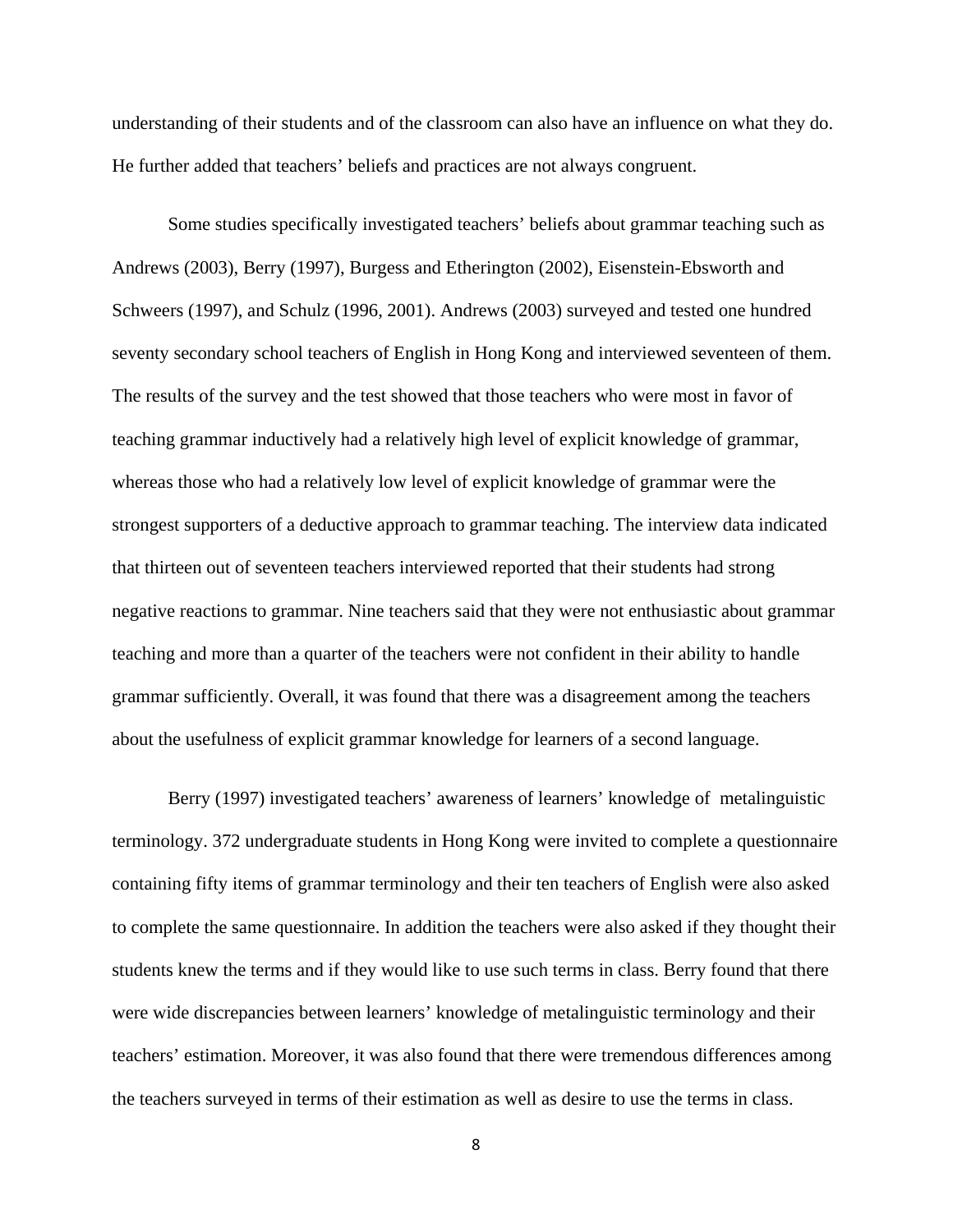understanding of their students and of the classroom can also have an influence on what they do. He further added that teachers' beliefs and practices are not always congruent.

Some studies specifically investigated teachers' beliefs about grammar teaching such as Andrews (2003), Berry (1997), Burgess and Etherington (2002), Eisenstein-Ebsworth and Schweers (1997), and Schulz (1996, 2001). Andrews (2003) surveyed and tested one hundred seventy secondary school teachers of English in Hong Kong and interviewed seventeen of them. The results of the survey and the test showed that those teachers who were most in favor of teaching grammar inductively had a relatively high level of explicit knowledge of grammar, whereas those who had a relatively low level of explicit knowledge of grammar were the strongest supporters of a deductive approach to grammar teaching. The interview data indicated that thirteen out of seventeen teachers interviewed reported that their students had strong negative reactions to grammar. Nine teachers said that they were not enthusiastic about grammar teaching and more than a quarter of the teachers were not confident in their ability to handle grammar sufficiently. Overall, it was found that there was a disagreement among the teachers about the usefulness of explicit grammar knowledge for learners of a second language.

Berry (1997) investigated teachers' awareness of learners' knowledge of metalinguistic terminology. 372 undergraduate students in Hong Kong were invited to complete a questionnaire containing fifty items of grammar terminology and their ten teachers of English were also asked to complete the same questionnaire. In addition the teachers were also asked if they thought their students knew the terms and if they would like to use such terms in class. Berry found that there were wide discrepancies between learners' knowledge of metalinguistic terminology and their teachers' estimation. Moreover, it was also found that there were tremendous differences among the teachers surveyed in terms of their estimation as well as desire to use the terms in class.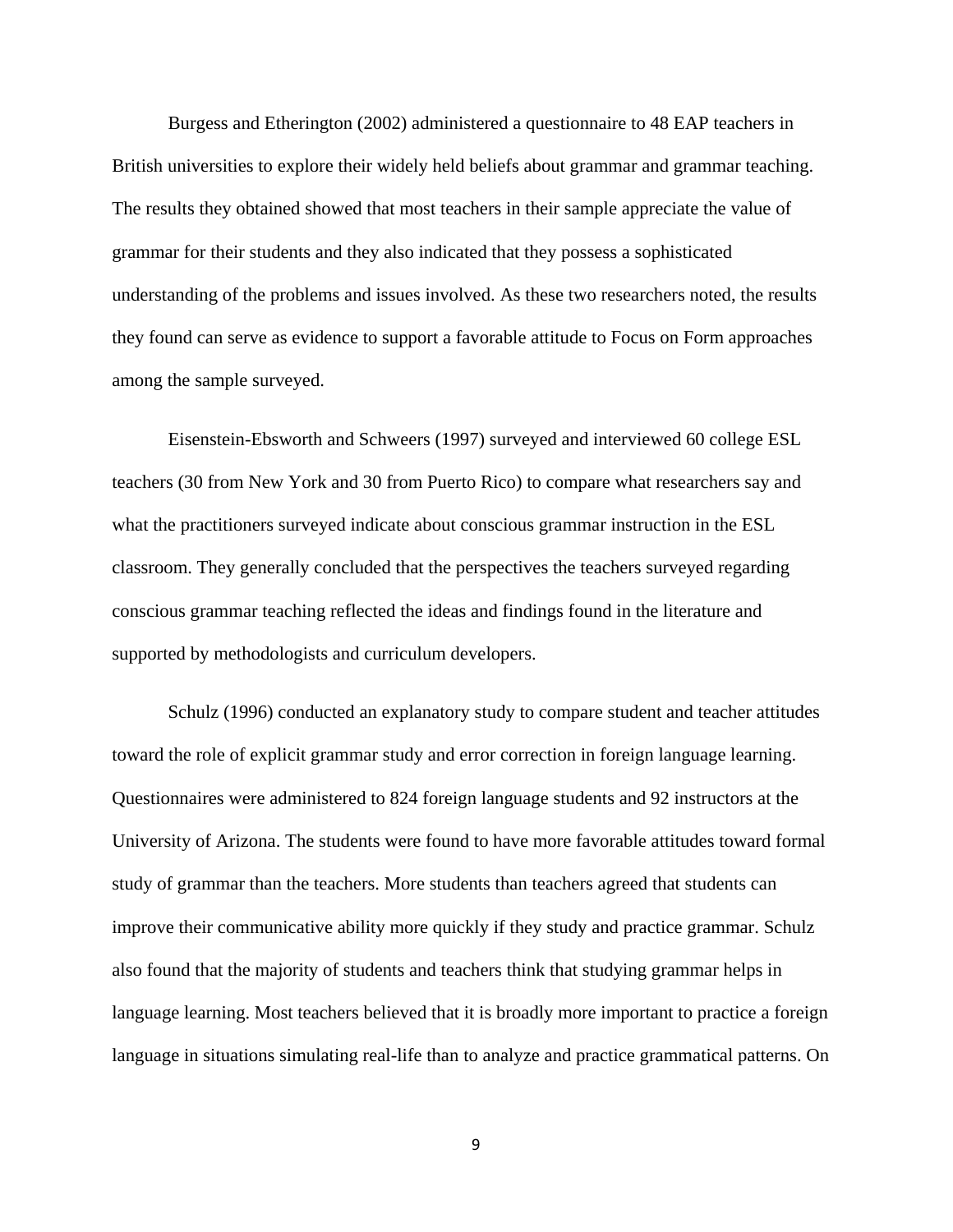Burgess and Etherington (2002) administered a questionnaire to 48 EAP teachers in British universities to explore their widely held beliefs about grammar and grammar teaching. The results they obtained showed that most teachers in their sample appreciate the value of grammar for their students and they also indicated that they possess a sophisticated understanding of the problems and issues involved. As these two researchers noted, the results they found can serve as evidence to support a favorable attitude to Focus on Form approaches among the sample surveyed.

Eisenstein-Ebsworth and Schweers (1997) surveyed and interviewed 60 college ESL teachers (30 from New York and 30 from Puerto Rico) to compare what researchers say and what the practitioners surveyed indicate about conscious grammar instruction in the ESL classroom. They generally concluded that the perspectives the teachers surveyed regarding conscious grammar teaching reflected the ideas and findings found in the literature and supported by methodologists and curriculum developers.

Schulz (1996) conducted an explanatory study to compare student and teacher attitudes toward the role of explicit grammar study and error correction in foreign language learning. Questionnaires were administered to 824 foreign language students and 92 instructors at the University of Arizona. The students were found to have more favorable attitudes toward formal study of grammar than the teachers. More students than teachers agreed that students can improve their communicative ability more quickly if they study and practice grammar. Schulz also found that the majority of students and teachers think that studying grammar helps in language learning. Most teachers believed that it is broadly more important to practice a foreign language in situations simulating real-life than to analyze and practice grammatical patterns. On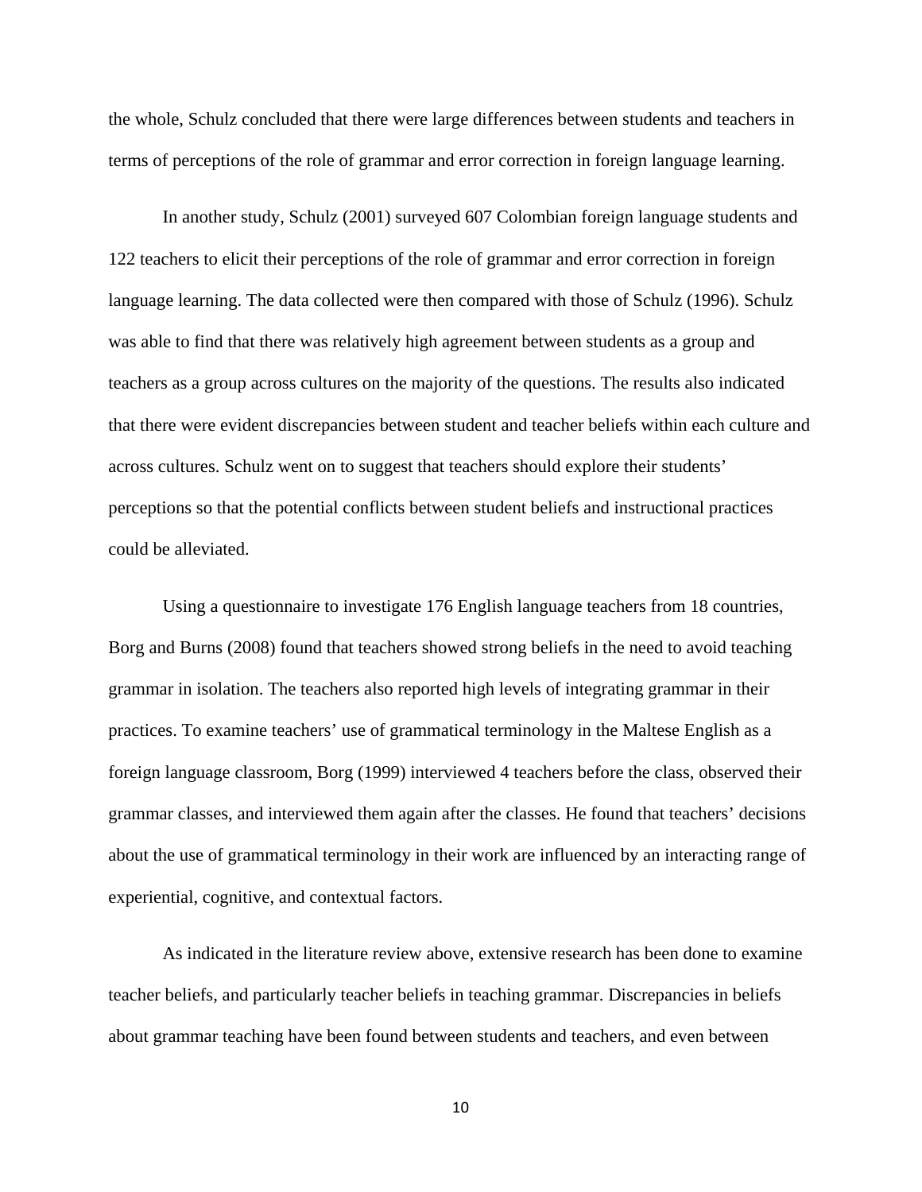the whole, Schulz concluded that there were large differences between students and teachers in terms of perceptions of the role of grammar and error correction in foreign language learning.

In another study, Schulz (2001) surveyed 607 Colombian foreign language students and 122 teachers to elicit their perceptions of the role of grammar and error correction in foreign language learning. The data collected were then compared with those of Schulz (1996). Schulz was able to find that there was relatively high agreement between students as a group and teachers as a group across cultures on the majority of the questions. The results also indicated that there were evident discrepancies between student and teacher beliefs within each culture and across cultures. Schulz went on to suggest that teachers should explore their students' perceptions so that the potential conflicts between student beliefs and instructional practices could be alleviated.

Using a questionnaire to investigate 176 English language teachers from 18 countries, Borg and Burns (2008) found that teachers showed strong beliefs in the need to avoid teaching grammar in isolation. The teachers also reported high levels of integrating grammar in their practices. To examine teachers' use of grammatical terminology in the Maltese English as a foreign language classroom, Borg (1999) interviewed 4 teachers before the class, observed their grammar classes, and interviewed them again after the classes. He found that teachers' decisions about the use of grammatical terminology in their work are influenced by an interacting range of experiential, cognitive, and contextual factors.

As indicated in the literature review above, extensive research has been done to examine teacher beliefs, and particularly teacher beliefs in teaching grammar. Discrepancies in beliefs about grammar teaching have been found between students and teachers, and even between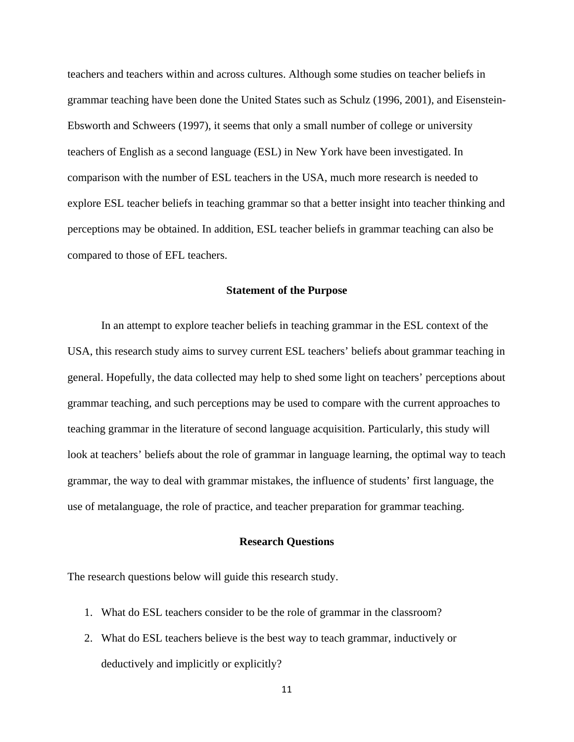teachers and teachers within and across cultures. Although some studies on teacher beliefs in grammar teaching have been done the United States such as Schulz (1996, 2001), and Eisenstein-Ebsworth and Schweers (1997), it seems that only a small number of college or university teachers of English as a second language (ESL) in New York have been investigated. In comparison with the number of ESL teachers in the USA, much more research is needed to explore ESL teacher beliefs in teaching grammar so that a better insight into teacher thinking and perceptions may be obtained. In addition, ESL teacher beliefs in grammar teaching can also be compared to those of EFL teachers.

## Statement of the Purpose

In an attempt to explore teacher beliefs in teaching grammar in the ESL context of the USA, this research study aims to survey current ESL teachers' beliefs about grammar teaching in general. Hopefully, the data collected may help to shed some light on teachers' perceptions about grammar teaching, and such perceptions may be used to compare with the current approaches to teaching grammar in the literature of second language acquisition. Particularly, this study will look at teachers' beliefs about the role of grammar in language learning, the optimal way to teach grammar, the way to deal with grammar mistakes, the influence of students' first language, the use of metalanguage, the role of practice, and teacher preparation for grammar teaching.

## Research Questions

The research questions below will guide this research study.

1. What do ESL teachers consider to be the role of grammar in the classroom?
2. What do ESL teachers believe is the best way to teach grammar, inductively or deductively and implicitly or explicitly?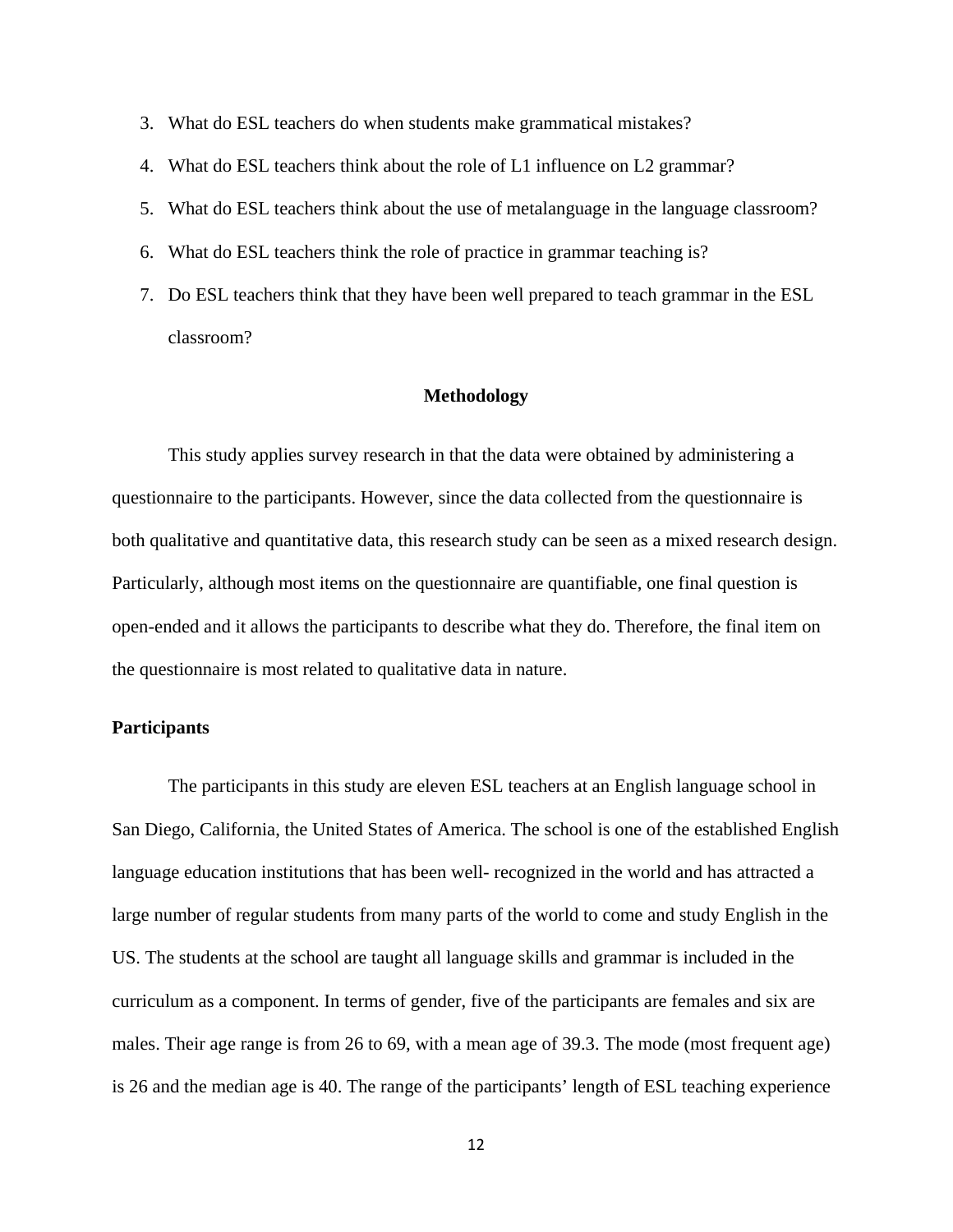3. What do ESL teachers do when students make grammatical mistakes?
4. What do ESL teachers think about the role of L1 influence on L2 grammar?
5. What do ESL teachers think about the use of metalanguage in the language classroom?
6. What do ESL teachers think the role of practice in grammar teaching is?
7. Do ESL teachers think that they have been well prepared to teach grammar in the ESL classroom?

## Methodology

This study applies survey research in that the data were obtained by administering a questionnaire to the participants. However, since the data collected from the questionnaire is both qualitative and quantitative data, this research study can be seen as a mixed research design. Particularly, although most items on the questionnaire are quantifiable, one final question is open-ended and it allows the participants to describe what they do. Therefore, the final item on the questionnaire is most related to qualitative data in nature.

### Participants

The participants in this study are eleven ESL teachers at an English language school in San Diego, California, the United States of America. The school is one of the established English language education institutions that has been well- recognized in the world and has attracted a large number of regular students from many parts of the world to come and study English in the US. The students at the school are taught all language skills and grammar is included in the curriculum as a component. In terms of gender, five of the participants are females and six are males. Their age range is from 26 to 69, with a mean age of 39.3. The mode (most frequent age) is 26 and the median age is 40. The range of the participants' length of ESL teaching experience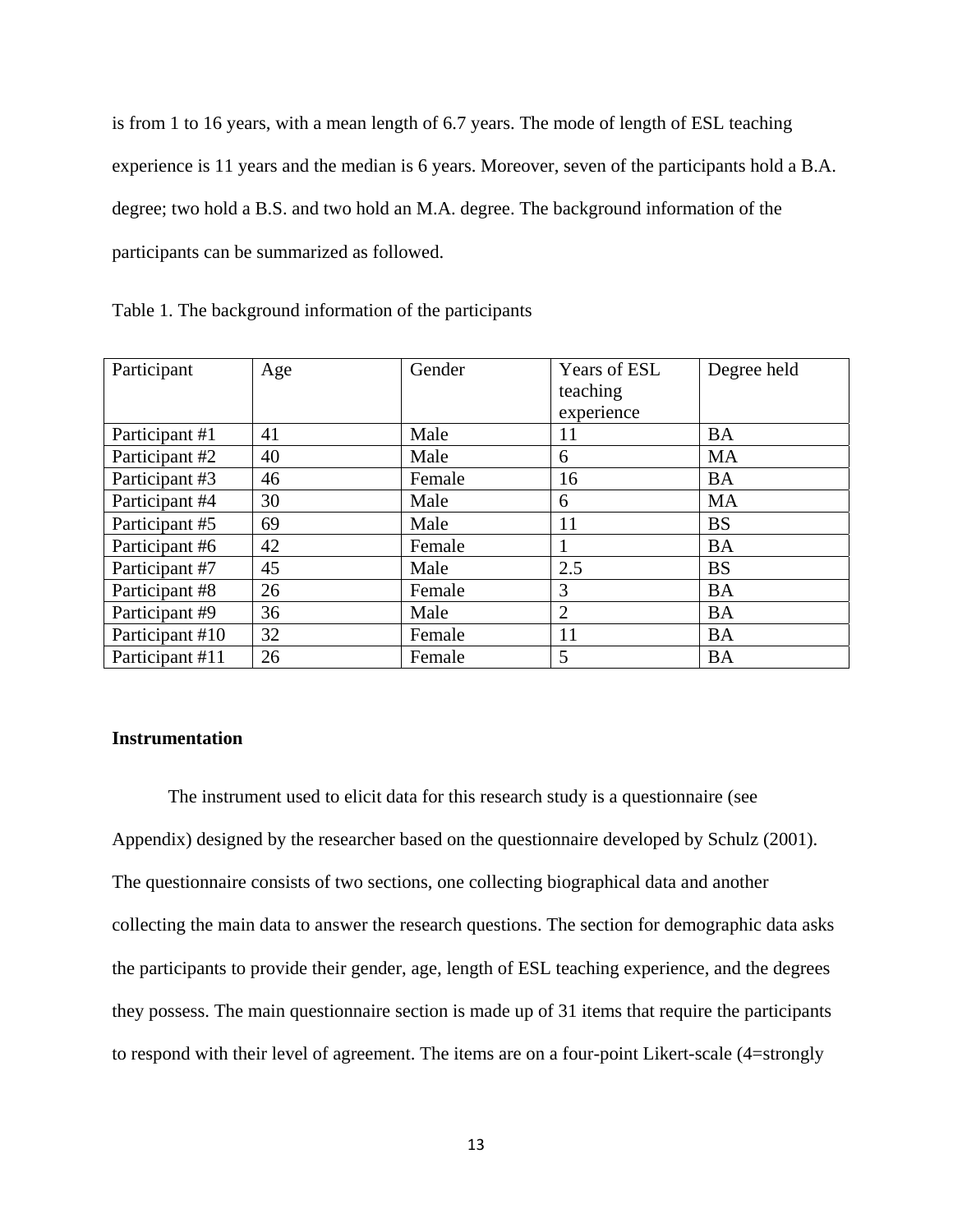is from 1 to 16 years, with a mean length of 6.7 years. The mode of length of ESL teaching experience is 11 years and the median is 6 years. Moreover, seven of the participants hold a B.A. degree; two hold a B.S. and two hold an M.A. degree. The background information of the participants can be summarized as followed.

Table 1. The background information of the participants

| Participant | Age | Gender | Years of ESL teaching experience | Degree held |
|---|---|---|---|---|
| Participant #1 | 41 | Male | 11 | BA |
| Participant #2 | 40 | Male | 6 | MA |
| Participant #3 | 46 | Female | 16 | BA |
| Participant #4 | 30 | Male | 6 | MA |
| Participant #5 | 69 | Male | 11 | BS |
| Participant #6 | 42 | Female | 1 | BA |
| Participant #7 | 45 | Male | 2.5 | BS |
| Participant #8 | 26 | Female | 3 | BA |
| Participant #9 | 36 | Male | 2 | BA |
| Participant #10 | 32 | Female | 11 | BA |
| Participant #11 | 26 | Female | 5 | BA |

**Instrumentation**

The instrument used to elicit data for this research study is a questionnaire (see Appendix) designed by the researcher based on the questionnaire developed by Schulz (2001). The questionnaire consists of two sections, one collecting biographical data and another collecting the main data to answer the research questions. The section for demographic data asks the participants to provide their gender, age, length of ESL teaching experience, and the degrees they possess. The main questionnaire section is made up of 31 items that require the participants to respond with their level of agreement. The items are on a four-point Likert-scale (4=strongly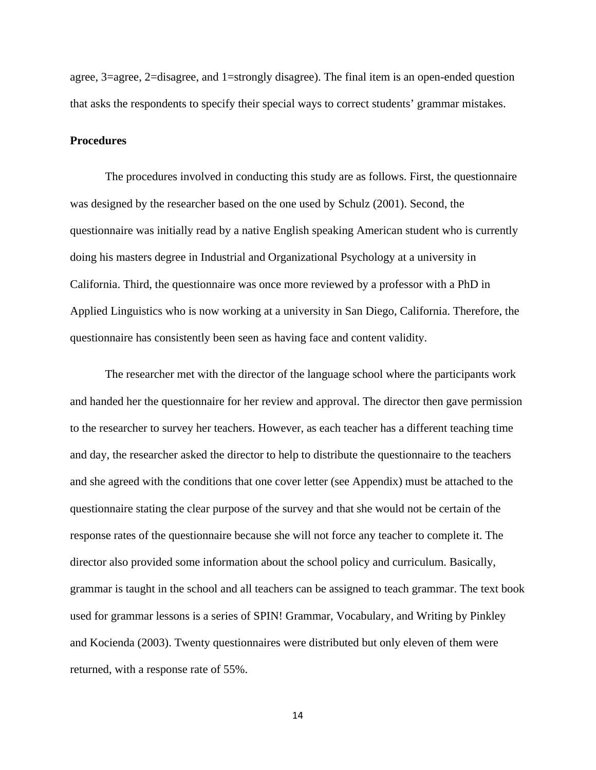agree, 3=agree, 2=disagree, and 1=strongly disagree). The final item is an open-ended question that asks the respondents to specify their special ways to correct students' grammar mistakes.

**Procedures**

The procedures involved in conducting this study are as follows. First, the questionnaire was designed by the researcher based on the one used by Schulz (2001). Second, the questionnaire was initially read by a native English speaking American student who is currently doing his masters degree in Industrial and Organizational Psychology at a university in California. Third, the questionnaire was once more reviewed by a professor with a PhD in Applied Linguistics who is now working at a university in San Diego, California. Therefore, the questionnaire has consistently been seen as having face and content validity.

The researcher met with the director of the language school where the participants work and handed her the questionnaire for her review and approval. The director then gave permission to the researcher to survey her teachers. However, as each teacher has a different teaching time and day, the researcher asked the director to help to distribute the questionnaire to the teachers and she agreed with the conditions that one cover letter (see Appendix) must be attached to the questionnaire stating the clear purpose of the survey and that she would not be certain of the response rates of the questionnaire because she will not force any teacher to complete it. The director also provided some information about the school policy and curriculum. Basically, grammar is taught in the school and all teachers can be assigned to teach grammar. The text book used for grammar lessons is a series of SPIN! Grammar, Vocabulary, and Writing by Pinkley and Kocienda (2003). Twenty questionnaires were distributed but only eleven of them were returned, with a response rate of 55%.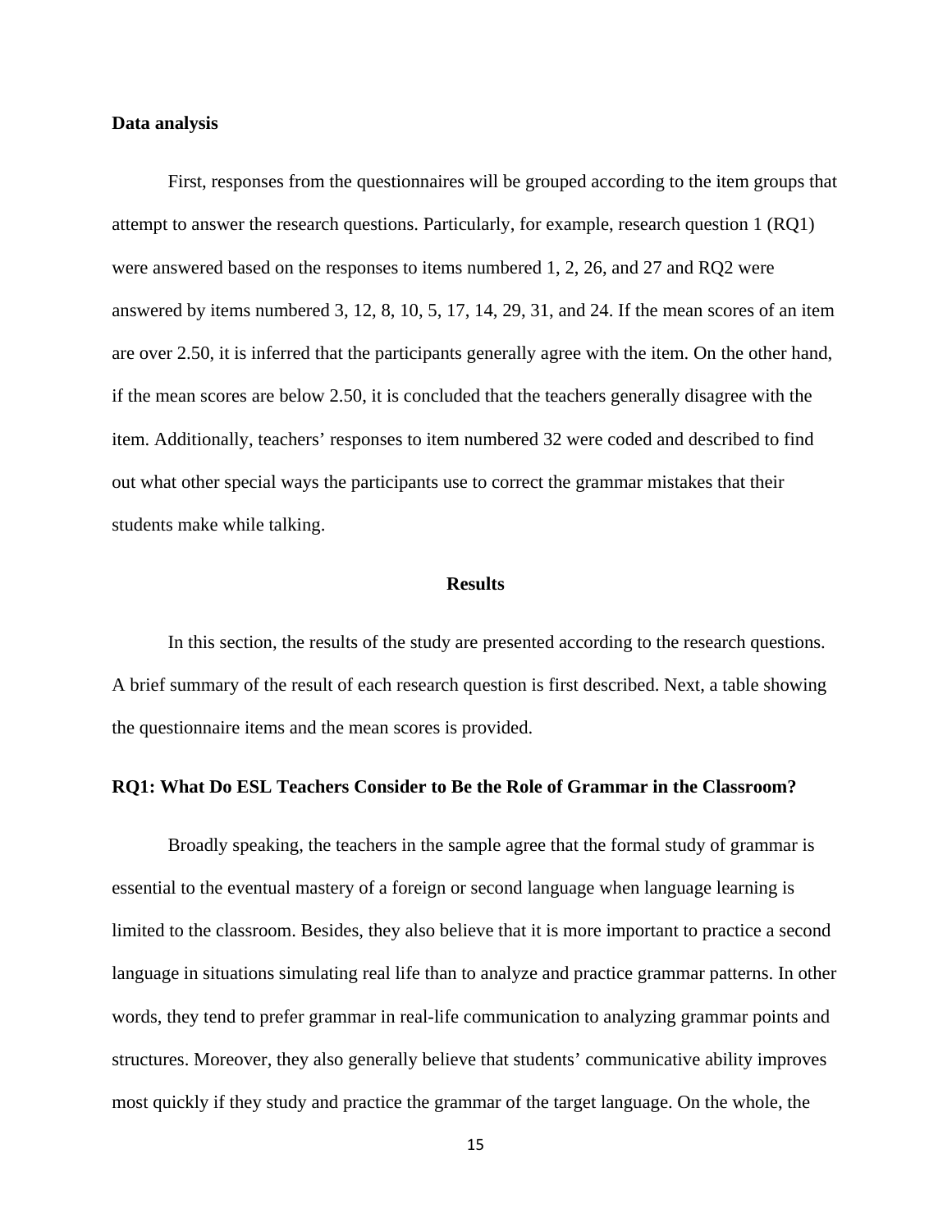**Data analysis**

First, responses from the questionnaires will be grouped according to the item groups that attempt to answer the research questions. Particularly, for example, research question 1 (RQ1) were answered based on the responses to items numbered 1, 2, 26, and 27 and RQ2 were answered by items numbered 3, 12, 8, 10, 5, 17, 14, 29, 31, and 24. If the mean scores of an item are over 2.50, it is inferred that the participants generally agree with the item. On the other hand, if the mean scores are below 2.50, it is concluded that the teachers generally disagree with the item. Additionally, teachers' responses to item numbered 32 were coded and described to find out what other special ways the participants use to correct the grammar mistakes that their students make while talking.

## Results

In this section, the results of the study are presented according to the research questions. A brief summary of the result of each research question is first described. Next, a table showing the questionnaire items and the mean scores is provided.

### RQ1: What Do ESL Teachers Consider to Be the Role of Grammar in the Classroom?

Broadly speaking, the teachers in the sample agree that the formal study of grammar is essential to the eventual mastery of a foreign or second language when language learning is limited to the classroom. Besides, they also believe that it is more important to practice a second language in situations simulating real life than to analyze and practice grammar patterns. In other words, they tend to prefer grammar in real-life communication to analyzing grammar points and structures. Moreover, they also generally believe that students' communicative ability improves most quickly if they study and practice the grammar of the target language. On the whole, the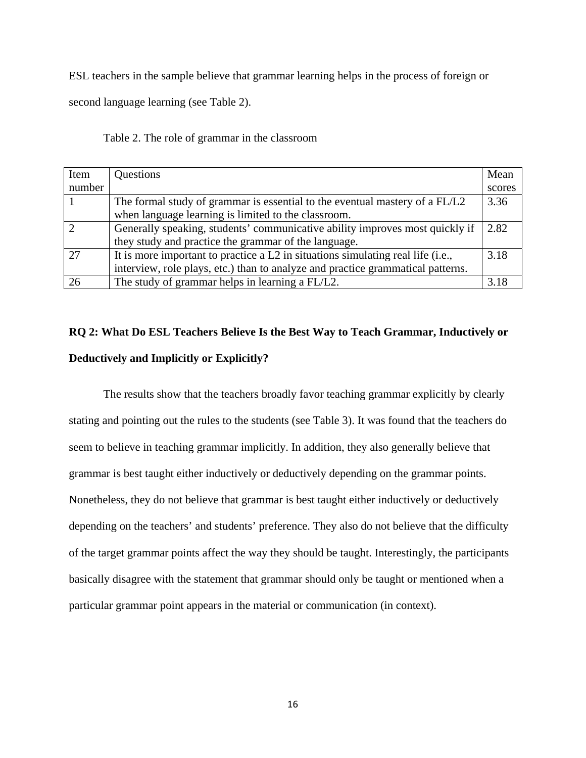ESL teachers in the sample believe that grammar learning helps in the process of foreign or second language learning (see Table 2).

Table 2. The role of grammar in the classroom

| Item number | Questions | Mean scores |
|---|---|---|
| 1 | The formal study of grammar is essential to the eventual mastery of a FL/L2 when language learning is limited to the classroom. | 3.36 |
| 2 | Generally speaking, students' communicative ability improves most quickly if they study and practice the grammar of the language. | 2.82 |
| 27 | It is more important to practice a L2 in situations simulating real life (i.e., interview, role plays, etc.) than to analyze and practice grammatical patterns. | 3.18 |
| 26 | The study of grammar helps in learning a FL/L2. | 3.18 |

**RQ 2: What Do ESL Teachers Believe Is the Best Way to Teach Grammar, Inductively or Deductively and Implicitly or Explicitly?**

The results show that the teachers broadly favor teaching grammar explicitly by clearly stating and pointing out the rules to the students (see Table 3). It was found that the teachers do seem to believe in teaching grammar implicitly. In addition, they also generally believe that grammar is best taught either inductively or deductively depending on the grammar points. Nonetheless, they do not believe that grammar is best taught either inductively or deductively depending on the teachers' and students' preference. They also do not believe that the difficulty of the target grammar points affect the way they should be taught. Interestingly, the participants basically disagree with the statement that grammar should only be taught or mentioned when a particular grammar point appears in the material or communication (in context).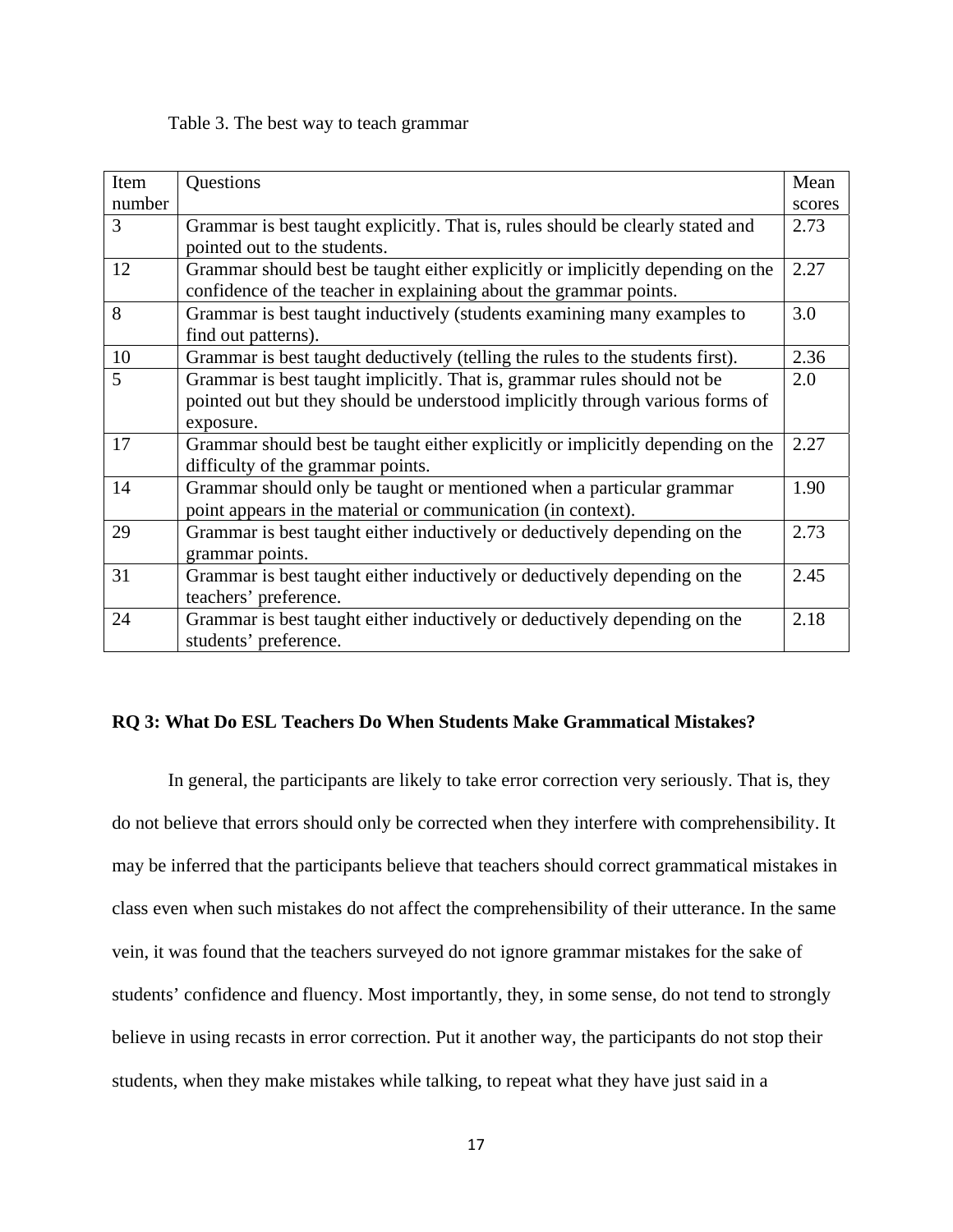Table 3. The best way to teach grammar

| Item number | Questions | Mean scores |
|---|---|---|
| 3 | Grammar is best taught explicitly. That is, rules should be clearly stated and pointed out to the students. | 2.73 |
| 12 | Grammar should best be taught either explicitly or implicitly depending on the confidence of the teacher in explaining about the grammar points. | 2.27 |
| 8 | Grammar is best taught inductively (students examining many examples to find out patterns). | 3.0 |
| 10 | Grammar is best taught deductively (telling the rules to the students first). | 2.36 |
| 5 | Grammar is best taught implicitly. That is, grammar rules should not be pointed out but they should be understood implicitly through various forms of exposure. | 2.0 |
| 17 | Grammar should best be taught either explicitly or implicitly depending on the difficulty of the grammar points. | 2.27 |
| 14 | Grammar should only be taught or mentioned when a particular grammar point appears in the material or communication (in context). | 1.90 |
| 29 | Grammar is best taught either inductively or deductively depending on the grammar points. | 2.73 |
| 31 | Grammar is best taught either inductively or deductively depending on the teachers' preference. | 2.45 |
| 24 | Grammar is best taught either inductively or deductively depending on the students' preference. | 2.18 |

## RQ 3: What Do ESL Teachers Do When Students Make Grammatical Mistakes?

In general, the participants are likely to take error correction very seriously. That is, they do not believe that errors should only be corrected when they interfere with comprehensibility. It may be inferred that the participants believe that teachers should correct grammatical mistakes in class even when such mistakes do not affect the comprehensibility of their utterance. In the same vein, it was found that the teachers surveyed do not ignore grammar mistakes for the sake of students' confidence and fluency. Most importantly, they, in some sense, do not tend to strongly believe in using recasts in error correction. Put it another way, the participants do not stop their students, when they make mistakes while talking, to repeat what they have just said in a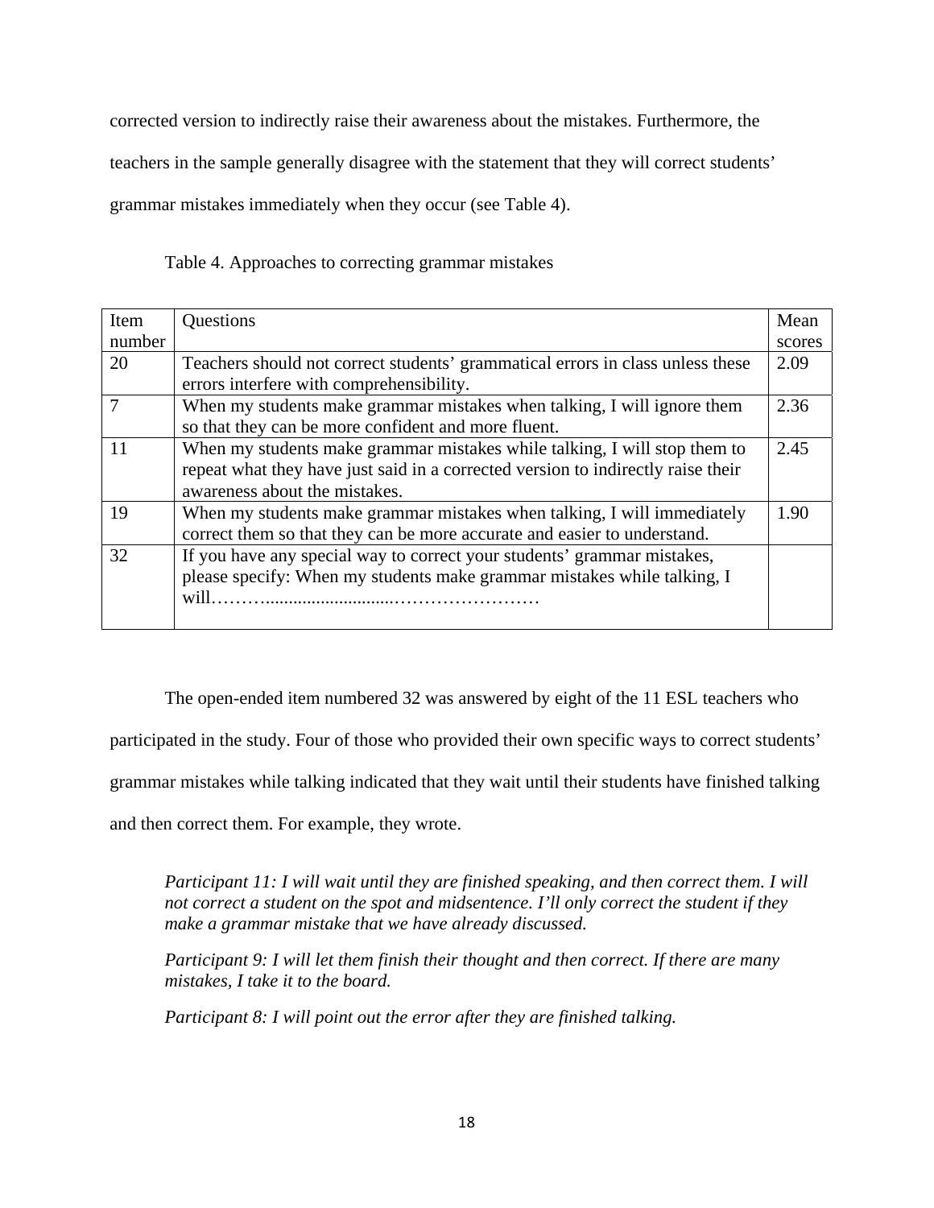corrected version to indirectly raise their awareness about the mistakes. Furthermore, the teachers in the sample generally disagree with the statement that they will correct students' grammar mistakes immediately when they occur (see Table 4).

Table 4. Approaches to correcting grammar mistakes

| Item number | Questions | Mean scores |
|---|---|---|
| 20 | Teachers should not correct students' grammatical errors in class unless these errors interfere with comprehensibility. | 2.09 |
| 7 | When my students make grammar mistakes when talking, I will ignore them so that they can be more confident and more fluent. | 2.36 |
| 11 | When my students make grammar mistakes while talking, I will stop them to repeat what they have just said in a corrected version to indirectly raise their awareness about the mistakes. | 2.45 |
| 19 | When my students make grammar mistakes when talking, I will immediately correct them so that they can be more accurate and easier to understand. | 1.90 |
| 32 | If you have any special way to correct your students' grammar mistakes, please specify: When my students make grammar mistakes while talking, I will…………...........................…………………… | |

The open-ended item numbered 32 was answered by eight of the 11 ESL teachers who participated in the study. Four of those who provided their own specific ways to correct students' grammar mistakes while talking indicated that they wait until their students have finished talking and then correct them. For example, they wrote.

*Participant 11: I will wait until they are finished speaking, and then correct them. I will not correct a student on the spot and midsentence. I'll only correct the student if they make a grammar mistake that we have already discussed.*

*Participant 9: I will let them finish their thought and then correct. If there are many mistakes, I take it to the board.*

*Participant 8: I will point out the error after they are finished talking.*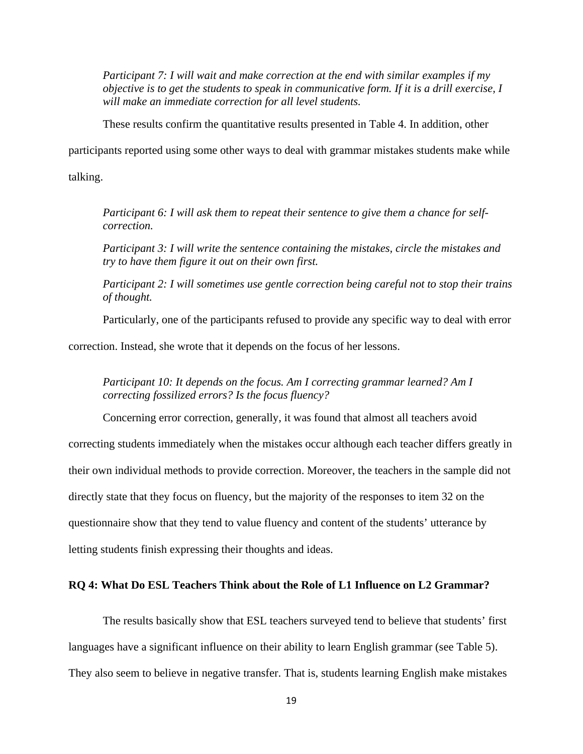*Participant 7: I will wait and make correction at the end with similar examples if my objective is to get the students to speak in communicative form. If it is a drill exercise, I will make an immediate correction for all level students.*

These results confirm the quantitative results presented in Table 4. In addition, other participants reported using some other ways to deal with grammar mistakes students make while talking.

*Participant 6: I will ask them to repeat their sentence to give them a chance for self-correction.*

*Participant 3: I will write the sentence containing the mistakes, circle the mistakes and try to have them figure it out on their own first.*

*Participant 2: I will sometimes use gentle correction being careful not to stop their trains of thought.*

Particularly, one of the participants refused to provide any specific way to deal with error correction. Instead, she wrote that it depends on the focus of her lessons.

*Participant 10: It depends on the focus. Am I correcting grammar learned? Am I correcting fossilized errors? Is the focus fluency?*

Concerning error correction, generally, it was found that almost all teachers avoid correcting students immediately when the mistakes occur although each teacher differs greatly in their own individual methods to provide correction. Moreover, the teachers in the sample did not directly state that they focus on fluency, but the majority of the responses to item 32 on the questionnaire show that they tend to value fluency and content of the students' utterance by letting students finish expressing their thoughts and ideas.

## RQ 4: What Do ESL Teachers Think about the Role of L1 Influence on L2 Grammar?

The results basically show that ESL teachers surveyed tend to believe that students' first languages have a significant influence on their ability to learn English grammar (see Table 5). They also seem to believe in negative transfer. That is, students learning English make mistakes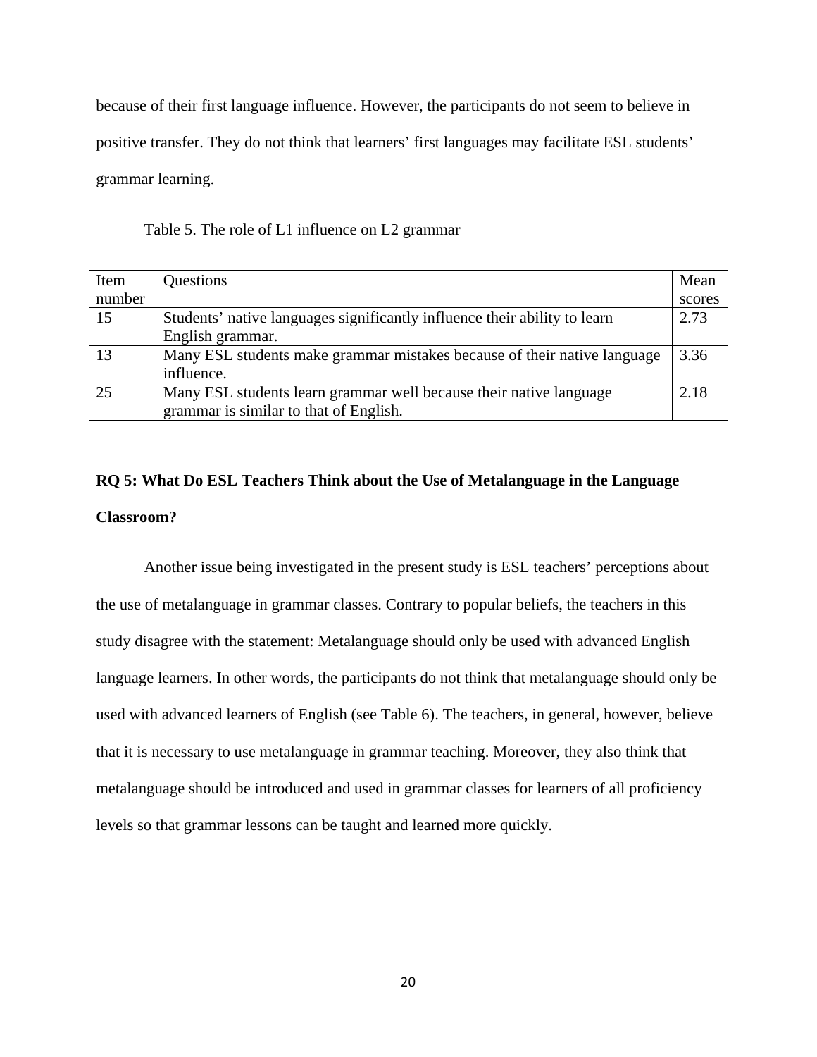because of their first language influence. However, the participants do not seem to believe in positive transfer. They do not think that learners' first languages may facilitate ESL students' grammar learning.

Table 5. The role of L1 influence on L2 grammar

| Item number | Questions | Mean scores |
|---|---|---|
| 15 | Students' native languages significantly influence their ability to learn English grammar. | 2.73 |
| 13 | Many ESL students make grammar mistakes because of their native language influence. | 3.36 |
| 25 | Many ESL students learn grammar well because their native language grammar is similar to that of English. | 2.18 |

**RQ 5: What Do ESL Teachers Think about the Use of Metalanguage in the Language Classroom?**

Another issue being investigated in the present study is ESL teachers' perceptions about the use of metalanguage in grammar classes. Contrary to popular beliefs, the teachers in this study disagree with the statement: Metalanguage should only be used with advanced English language learners. In other words, the participants do not think that metalanguage should only be used with advanced learners of English (see Table 6). The teachers, in general, however, believe that it is necessary to use metalanguage in grammar teaching. Moreover, they also think that metalanguage should be introduced and used in grammar classes for learners of all proficiency levels so that grammar lessons can be taught and learned more quickly.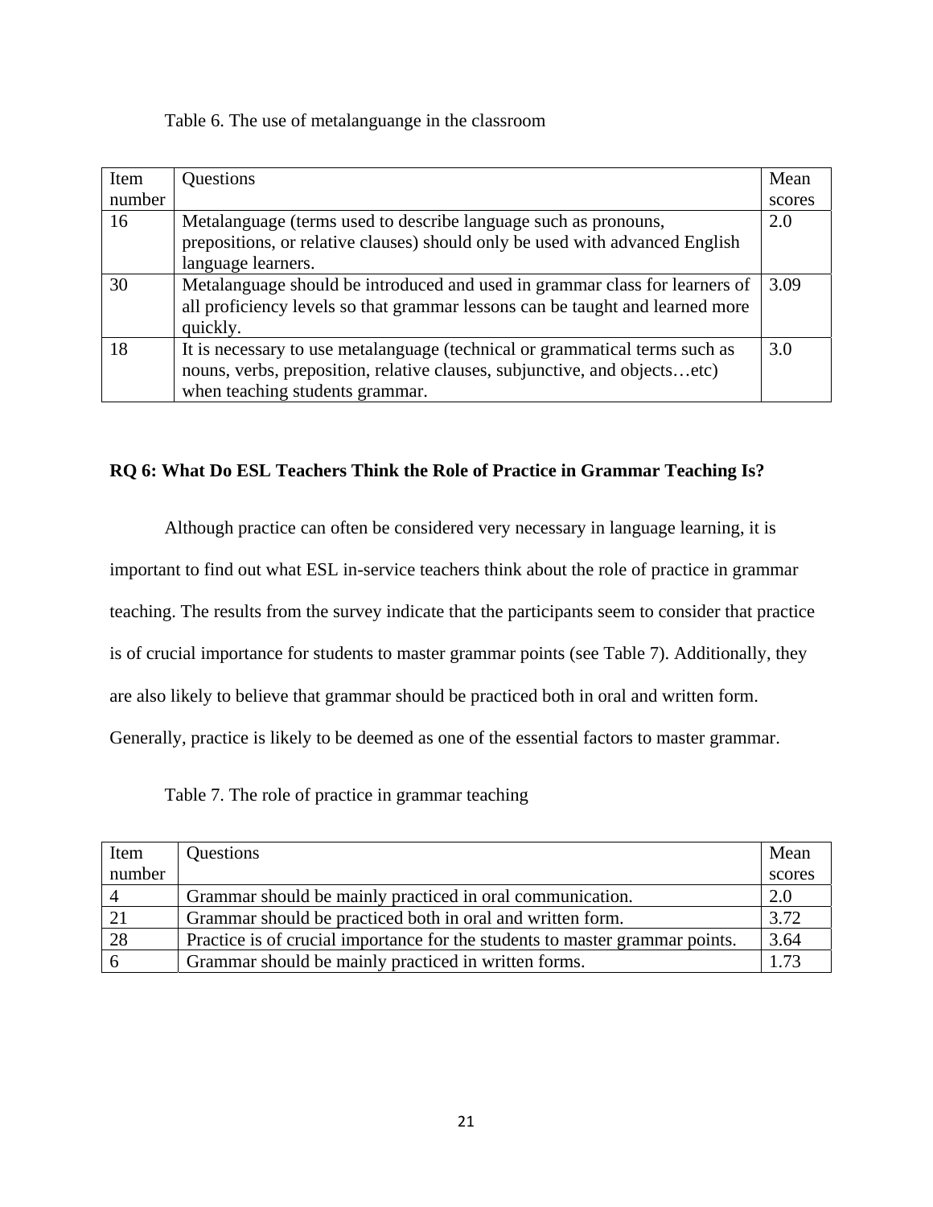Table 6. The use of metalanguange in the classroom

| Item number | Questions | Mean scores |
|---|---|---|
| 16 | Metalanguage (terms used to describe language such as pronouns, prepositions, or relative clauses) should only be used with advanced English language learners. | 2.0 |
| 30 | Metalanguage should be introduced and used in grammar class for learners of all proficiency levels so that grammar lessons can be taught and learned more quickly. | 3.09 |
| 18 | It is necessary to use metalanguage (technical or grammatical terms such as nouns, verbs, preposition, relative clauses, subjunctive, and objects…etc) when teaching students grammar. | 3.0 |

### RQ 6: What Do ESL Teachers Think the Role of Practice in Grammar Teaching Is?

Although practice can often be considered very necessary in language learning, it is important to find out what ESL in-service teachers think about the role of practice in grammar teaching. The results from the survey indicate that the participants seem to consider that practice is of crucial importance for students to master grammar points (see Table 7). Additionally, they are also likely to believe that grammar should be practiced both in oral and written form. Generally, practice is likely to be deemed as one of the essential factors to master grammar.

Table 7. The role of practice in grammar teaching

| Item number | Questions | Mean scores |
|---|---|---|
| 4 | Grammar should be mainly practiced in oral communication. | 2.0 |
| 21 | Grammar should be practiced both in oral and written form. | 3.72 |
| 28 | Practice is of crucial importance for the students to master grammar points. | 3.64 |
| 6 | Grammar should be mainly practiced in written forms. | 1.73 |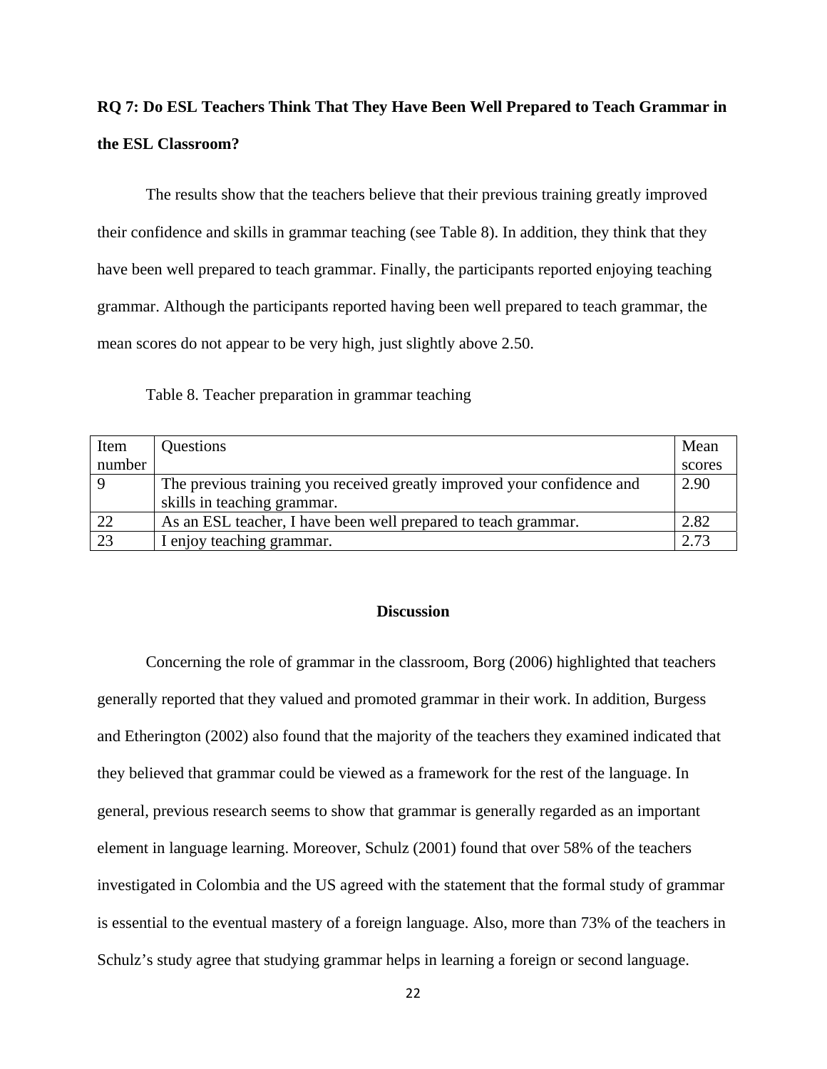**RQ 7: Do ESL Teachers Think That They Have Been Well Prepared to Teach Grammar in the ESL Classroom?**

The results show that the teachers believe that their previous training greatly improved their confidence and skills in grammar teaching (see Table 8). In addition, they think that they have been well prepared to teach grammar. Finally, the participants reported enjoying teaching grammar. Although the participants reported having been well prepared to teach grammar, the mean scores do not appear to be very high, just slightly above 2.50.

Table 8. Teacher preparation in grammar teaching

| Item number | Questions | Mean scores |
|---|---|---|
| 9 | The previous training you received greatly improved your confidence and skills in teaching grammar. | 2.90 |
| 22 | As an ESL teacher, I have been well prepared to teach grammar. | 2.82 |
| 23 | I enjoy teaching grammar. | 2.73 |

## Discussion

Concerning the role of grammar in the classroom, Borg (2006) highlighted that teachers generally reported that they valued and promoted grammar in their work. In addition, Burgess and Etherington (2002) also found that the majority of the teachers they examined indicated that they believed that grammar could be viewed as a framework for the rest of the language. In general, previous research seems to show that grammar is generally regarded as an important element in language learning. Moreover, Schulz (2001) found that over 58% of the teachers investigated in Colombia and the US agreed with the statement that the formal study of grammar is essential to the eventual mastery of a foreign language. Also, more than 73% of the teachers in Schulz's study agree that studying grammar helps in learning a foreign or second language.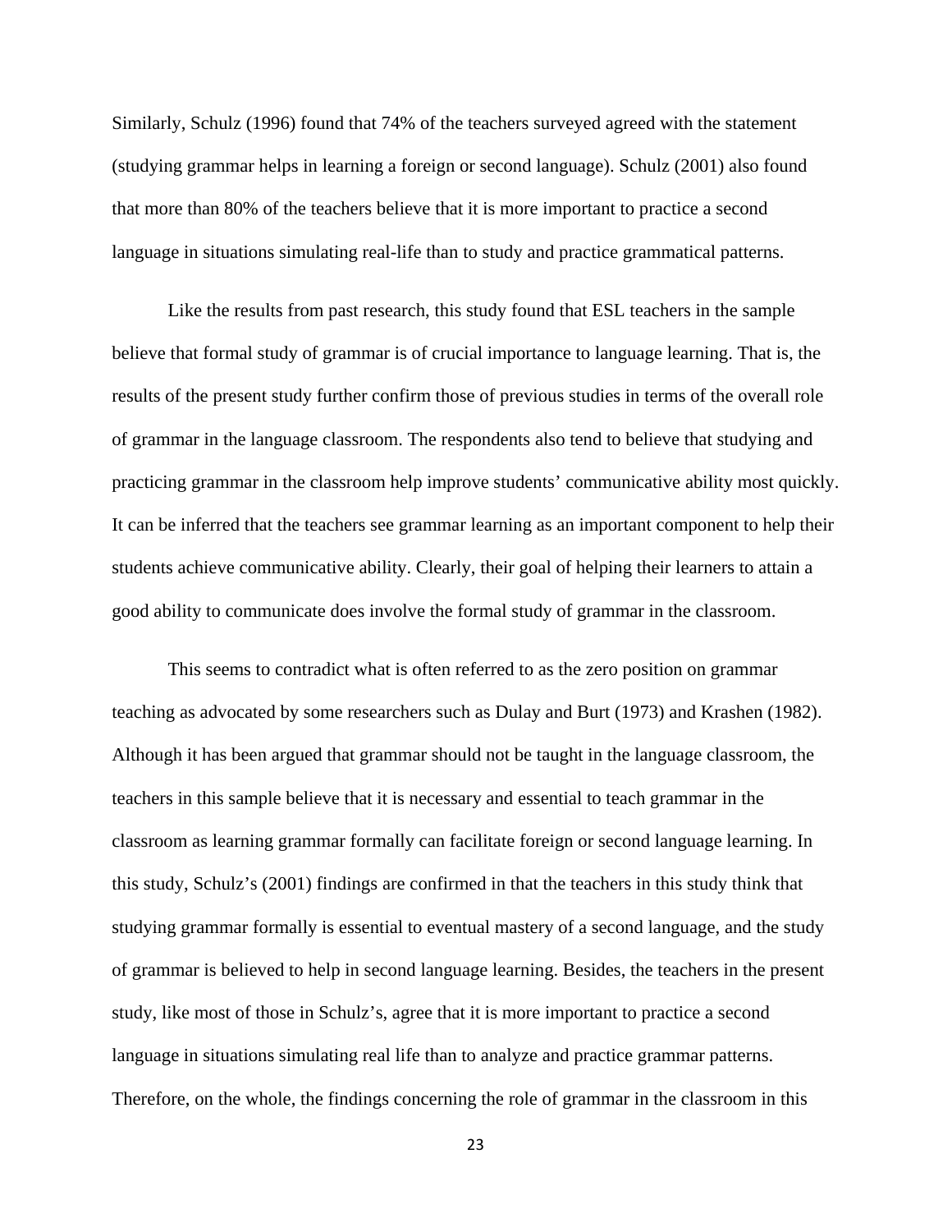Similarly, Schulz (1996) found that 74% of the teachers surveyed agreed with the statement (studying grammar helps in learning a foreign or second language). Schulz (2001) also found that more than 80% of the teachers believe that it is more important to practice a second language in situations simulating real-life than to study and practice grammatical patterns.

Like the results from past research, this study found that ESL teachers in the sample believe that formal study of grammar is of crucial importance to language learning. That is, the results of the present study further confirm those of previous studies in terms of the overall role of grammar in the language classroom. The respondents also tend to believe that studying and practicing grammar in the classroom help improve students' communicative ability most quickly. It can be inferred that the teachers see grammar learning as an important component to help their students achieve communicative ability. Clearly, their goal of helping their learners to attain a good ability to communicate does involve the formal study of grammar in the classroom.

This seems to contradict what is often referred to as the zero position on grammar teaching as advocated by some researchers such as Dulay and Burt (1973) and Krashen (1982). Although it has been argued that grammar should not be taught in the language classroom, the teachers in this sample believe that it is necessary and essential to teach grammar in the classroom as learning grammar formally can facilitate foreign or second language learning. In this study, Schulz's (2001) findings are confirmed in that the teachers in this study think that studying grammar formally is essential to eventual mastery of a second language, and the study of grammar is believed to help in second language learning. Besides, the teachers in the present study, like most of those in Schulz's, agree that it is more important to practice a second language in situations simulating real life than to analyze and practice grammar patterns. Therefore, on the whole, the findings concerning the role of grammar in the classroom in this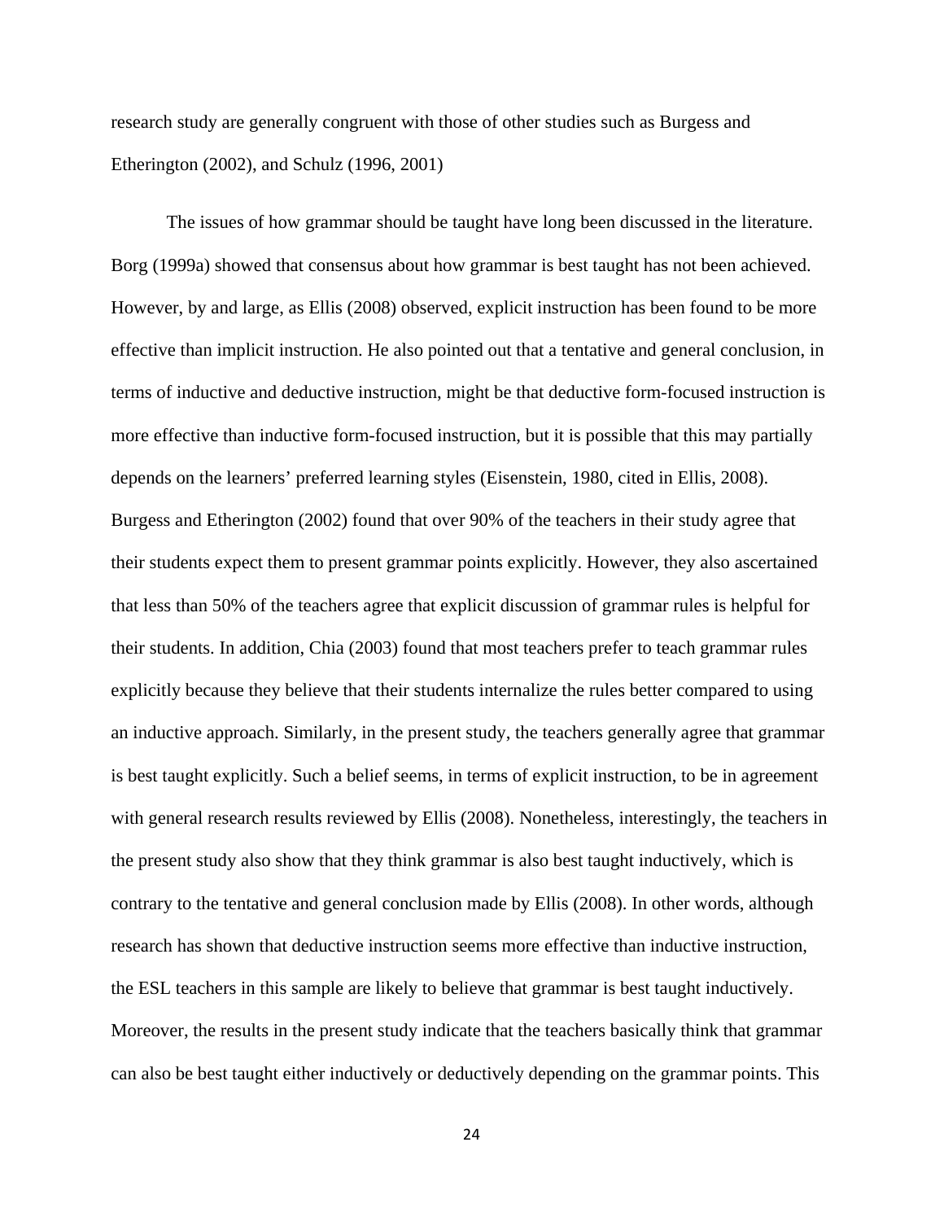research study are generally congruent with those of other studies such as Burgess and Etherington (2002), and Schulz (1996, 2001)

The issues of how grammar should be taught have long been discussed in the literature. Borg (1999a) showed that consensus about how grammar is best taught has not been achieved. However, by and large, as Ellis (2008) observed, explicit instruction has been found to be more effective than implicit instruction. He also pointed out that a tentative and general conclusion, in terms of inductive and deductive instruction, might be that deductive form-focused instruction is more effective than inductive form-focused instruction, but it is possible that this may partially depends on the learners' preferred learning styles (Eisenstein, 1980, cited in Ellis, 2008). Burgess and Etherington (2002) found that over 90% of the teachers in their study agree that their students expect them to present grammar points explicitly. However, they also ascertained that less than 50% of the teachers agree that explicit discussion of grammar rules is helpful for their students. In addition, Chia (2003) found that most teachers prefer to teach grammar rules explicitly because they believe that their students internalize the rules better compared to using an inductive approach. Similarly, in the present study, the teachers generally agree that grammar is best taught explicitly. Such a belief seems, in terms of explicit instruction, to be in agreement with general research results reviewed by Ellis (2008). Nonetheless, interestingly, the teachers in the present study also show that they think grammar is also best taught inductively, which is contrary to the tentative and general conclusion made by Ellis (2008). In other words, although research has shown that deductive instruction seems more effective than inductive instruction, the ESL teachers in this sample are likely to believe that grammar is best taught inductively. Moreover, the results in the present study indicate that the teachers basically think that grammar can also be best taught either inductively or deductively depending on the grammar points. This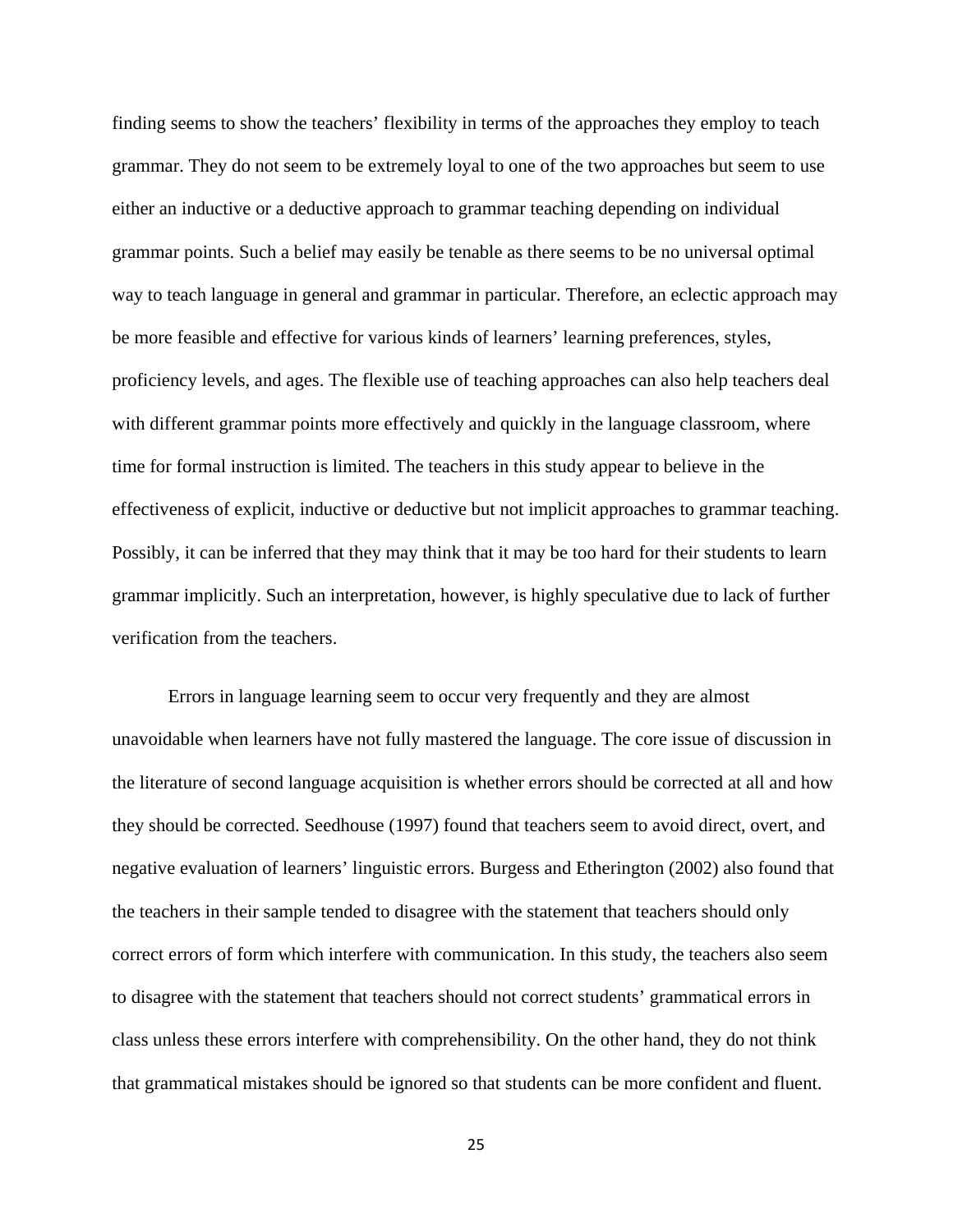finding seems to show the teachers' flexibility in terms of the approaches they employ to teach grammar. They do not seem to be extremely loyal to one of the two approaches but seem to use either an inductive or a deductive approach to grammar teaching depending on individual grammar points. Such a belief may easily be tenable as there seems to be no universal optimal way to teach language in general and grammar in particular. Therefore, an eclectic approach may be more feasible and effective for various kinds of learners' learning preferences, styles, proficiency levels, and ages. The flexible use of teaching approaches can also help teachers deal with different grammar points more effectively and quickly in the language classroom, where time for formal instruction is limited. The teachers in this study appear to believe in the effectiveness of explicit, inductive or deductive but not implicit approaches to grammar teaching. Possibly, it can be inferred that they may think that it may be too hard for their students to learn grammar implicitly. Such an interpretation, however, is highly speculative due to lack of further verification from the teachers.

Errors in language learning seem to occur very frequently and they are almost unavoidable when learners have not fully mastered the language. The core issue of discussion in the literature of second language acquisition is whether errors should be corrected at all and how they should be corrected. Seedhouse (1997) found that teachers seem to avoid direct, overt, and negative evaluation of learners' linguistic errors. Burgess and Etherington (2002) also found that the teachers in their sample tended to disagree with the statement that teachers should only correct errors of form which interfere with communication. In this study, the teachers also seem to disagree with the statement that teachers should not correct students' grammatical errors in class unless these errors interfere with comprehensibility. On the other hand, they do not think that grammatical mistakes should be ignored so that students can be more confident and fluent.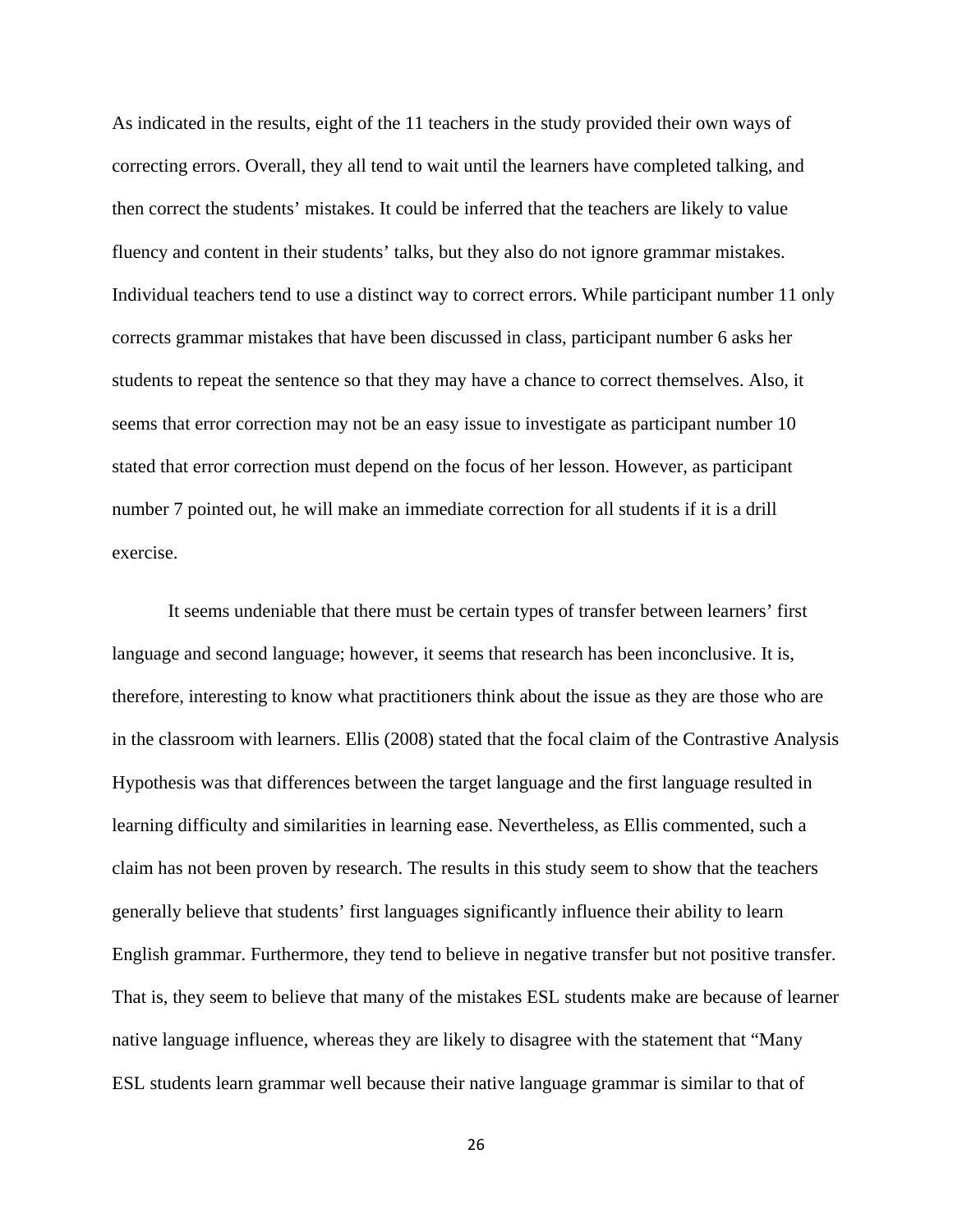As indicated in the results, eight of the 11 teachers in the study provided their own ways of correcting errors. Overall, they all tend to wait until the learners have completed talking, and then correct the students' mistakes. It could be inferred that the teachers are likely to value fluency and content in their students' talks, but they also do not ignore grammar mistakes. Individual teachers tend to use a distinct way to correct errors. While participant number 11 only corrects grammar mistakes that have been discussed in class, participant number 6 asks her students to repeat the sentence so that they may have a chance to correct themselves. Also, it seems that error correction may not be an easy issue to investigate as participant number 10 stated that error correction must depend on the focus of her lesson. However, as participant number 7 pointed out, he will make an immediate correction for all students if it is a drill exercise.

It seems undeniable that there must be certain types of transfer between learners' first language and second language; however, it seems that research has been inconclusive. It is, therefore, interesting to know what practitioners think about the issue as they are those who are in the classroom with learners. Ellis (2008) stated that the focal claim of the Contrastive Analysis Hypothesis was that differences between the target language and the first language resulted in learning difficulty and similarities in learning ease. Nevertheless, as Ellis commented, such a claim has not been proven by research. The results in this study seem to show that the teachers generally believe that students' first languages significantly influence their ability to learn English grammar. Furthermore, they tend to believe in negative transfer but not positive transfer. That is, they seem to believe that many of the mistakes ESL students make are because of learner native language influence, whereas they are likely to disagree with the statement that "Many ESL students learn grammar well because their native language grammar is similar to that of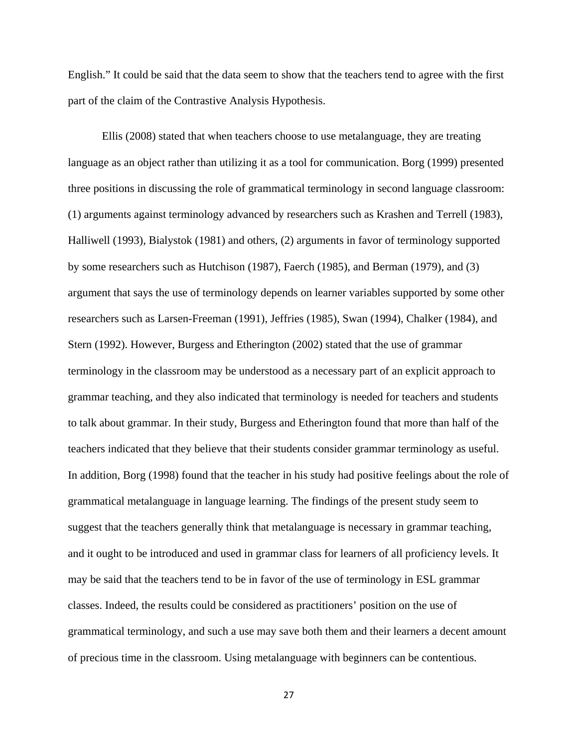English." It could be said that the data seem to show that the teachers tend to agree with the first part of the claim of the Contrastive Analysis Hypothesis.

Ellis (2008) stated that when teachers choose to use metalanguage, they are treating language as an object rather than utilizing it as a tool for communication. Borg (1999) presented three positions in discussing the role of grammatical terminology in second language classroom: (1) arguments against terminology advanced by researchers such as Krashen and Terrell (1983), Halliwell (1993), Bialystok (1981) and others, (2) arguments in favor of terminology supported by some researchers such as Hutchison (1987), Faerch (1985), and Berman (1979), and (3) argument that says the use of terminology depends on learner variables supported by some other researchers such as Larsen-Freeman (1991), Jeffries (1985), Swan (1994), Chalker (1984), and Stern (1992). However, Burgess and Etherington (2002) stated that the use of grammar terminology in the classroom may be understood as a necessary part of an explicit approach to grammar teaching, and they also indicated that terminology is needed for teachers and students to talk about grammar. In their study, Burgess and Etherington found that more than half of the teachers indicated that they believe that their students consider grammar terminology as useful. In addition, Borg (1998) found that the teacher in his study had positive feelings about the role of grammatical metalanguage in language learning. The findings of the present study seem to suggest that the teachers generally think that metalanguage is necessary in grammar teaching, and it ought to be introduced and used in grammar class for learners of all proficiency levels. It may be said that the teachers tend to be in favor of the use of terminology in ESL grammar classes. Indeed, the results could be considered as practitioners' position on the use of grammatical terminology, and such a use may save both them and their learners a decent amount of precious time in the classroom. Using metalanguage with beginners can be contentious.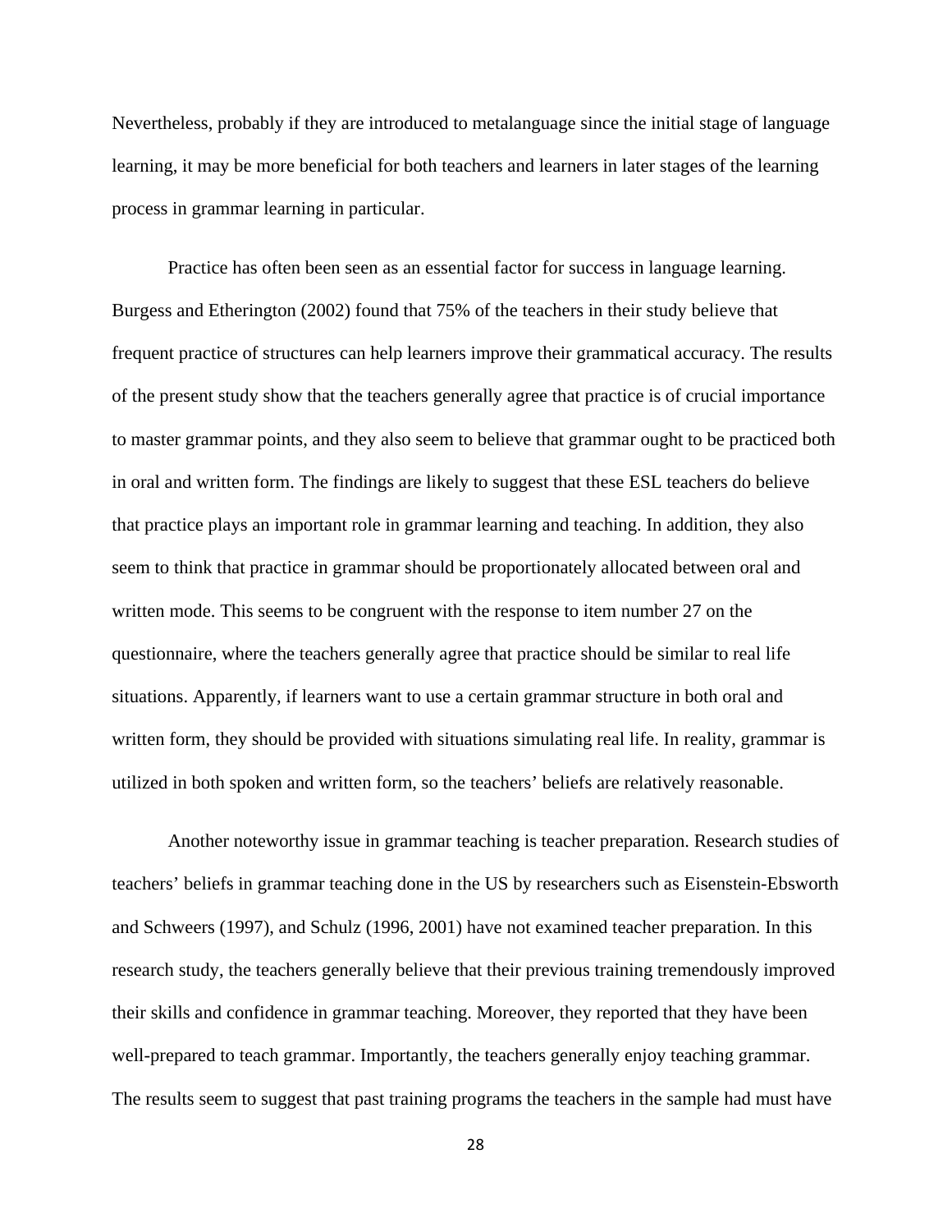Nevertheless, probably if they are introduced to metalanguage since the initial stage of language learning, it may be more beneficial for both teachers and learners in later stages of the learning process in grammar learning in particular.

Practice has often been seen as an essential factor for success in language learning. Burgess and Etherington (2002) found that 75% of the teachers in their study believe that frequent practice of structures can help learners improve their grammatical accuracy. The results of the present study show that the teachers generally agree that practice is of crucial importance to master grammar points, and they also seem to believe that grammar ought to be practiced both in oral and written form. The findings are likely to suggest that these ESL teachers do believe that practice plays an important role in grammar learning and teaching. In addition, they also seem to think that practice in grammar should be proportionately allocated between oral and written mode. This seems to be congruent with the response to item number 27 on the questionnaire, where the teachers generally agree that practice should be similar to real life situations. Apparently, if learners want to use a certain grammar structure in both oral and written form, they should be provided with situations simulating real life. In reality, grammar is utilized in both spoken and written form, so the teachers' beliefs are relatively reasonable.

Another noteworthy issue in grammar teaching is teacher preparation. Research studies of teachers' beliefs in grammar teaching done in the US by researchers such as Eisenstein-Ebsworth and Schweers (1997), and Schulz (1996, 2001) have not examined teacher preparation. In this research study, the teachers generally believe that their previous training tremendously improved their skills and confidence in grammar teaching. Moreover, they reported that they have been well-prepared to teach grammar. Importantly, the teachers generally enjoy teaching grammar. The results seem to suggest that past training programs the teachers in the sample had must have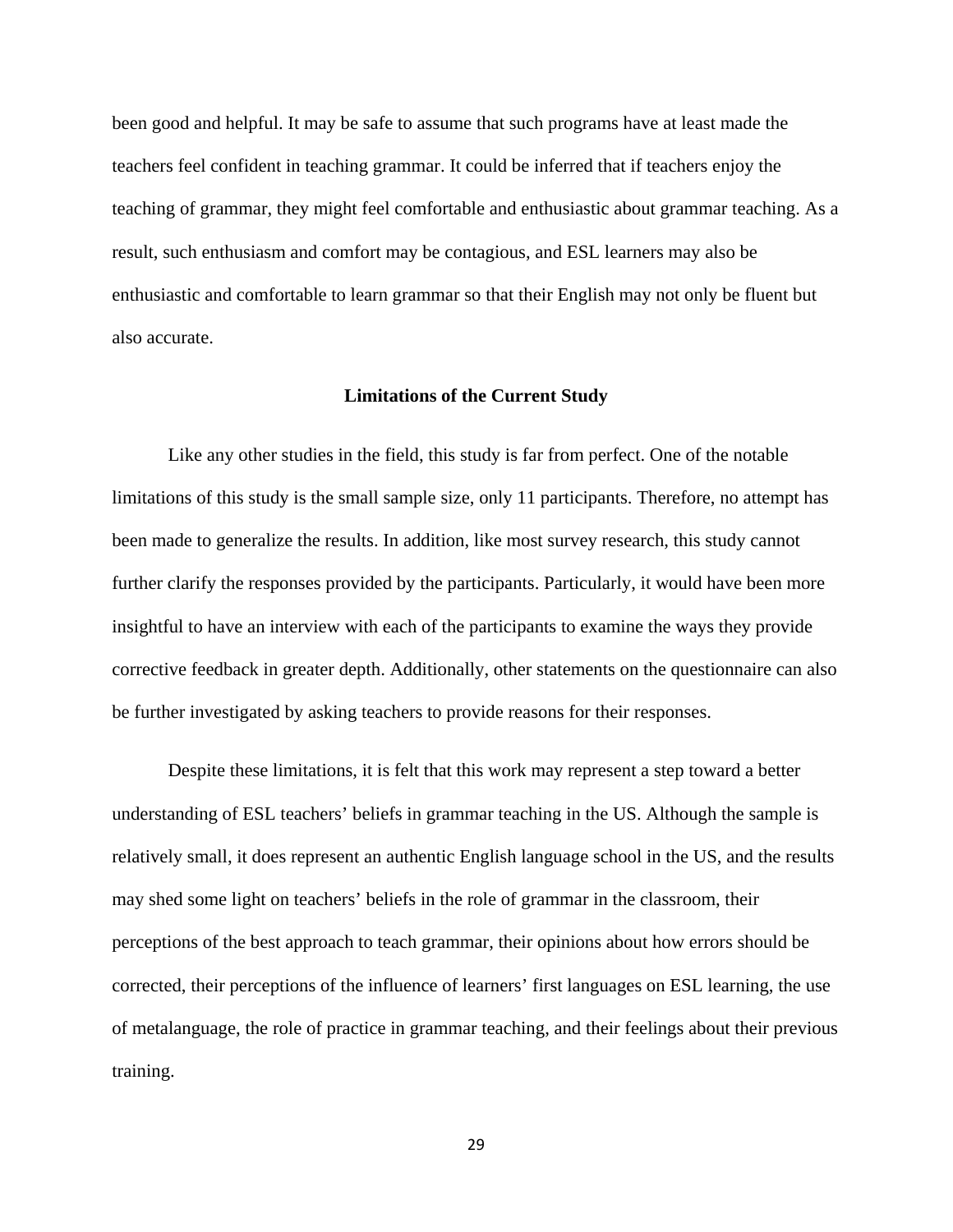been good and helpful. It may be safe to assume that such programs have at least made the teachers feel confident in teaching grammar. It could be inferred that if teachers enjoy the teaching of grammar, they might feel comfortable and enthusiastic about grammar teaching. As a result, such enthusiasm and comfort may be contagious, and ESL learners may also be enthusiastic and comfortable to learn grammar so that their English may not only be fluent but also accurate.

## Limitations of the Current Study

Like any other studies in the field, this study is far from perfect. One of the notable limitations of this study is the small sample size, only 11 participants. Therefore, no attempt has been made to generalize the results. In addition, like most survey research, this study cannot further clarify the responses provided by the participants. Particularly, it would have been more insightful to have an interview with each of the participants to examine the ways they provide corrective feedback in greater depth. Additionally, other statements on the questionnaire can also be further investigated by asking teachers to provide reasons for their responses.

Despite these limitations, it is felt that this work may represent a step toward a better understanding of ESL teachers' beliefs in grammar teaching in the US. Although the sample is relatively small, it does represent an authentic English language school in the US, and the results may shed some light on teachers' beliefs in the role of grammar in the classroom, their perceptions of the best approach to teach grammar, their opinions about how errors should be corrected, their perceptions of the influence of learners' first languages on ESL learning, the use of metalanguage, the role of practice in grammar teaching, and their feelings about their previous training.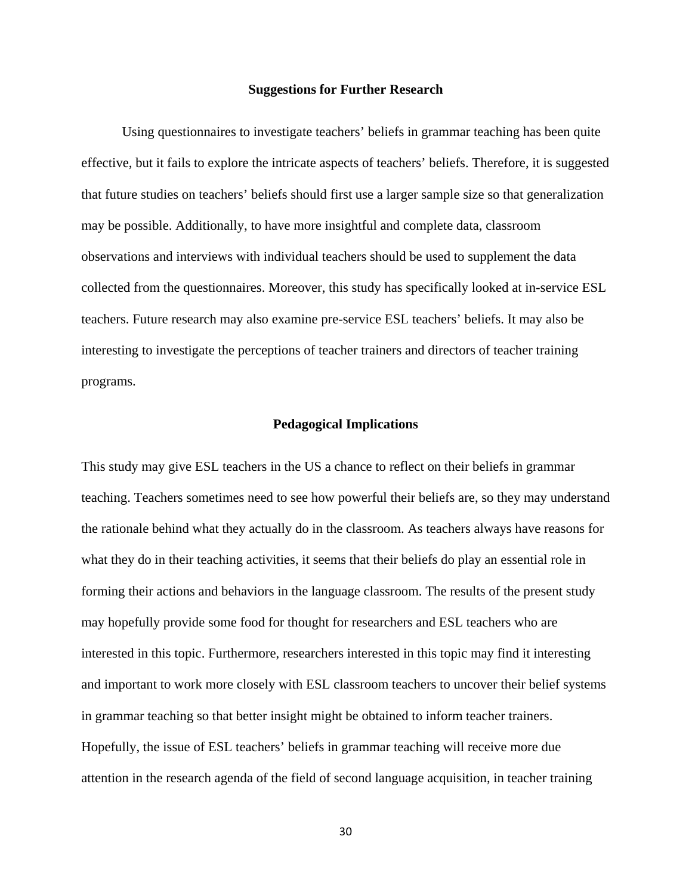## Suggestions for Further Research

Using questionnaires to investigate teachers' beliefs in grammar teaching has been quite effective, but it fails to explore the intricate aspects of teachers' beliefs. Therefore, it is suggested that future studies on teachers' beliefs should first use a larger sample size so that generalization may be possible. Additionally, to have more insightful and complete data, classroom observations and interviews with individual teachers should be used to supplement the data collected from the questionnaires. Moreover, this study has specifically looked at in-service ESL teachers. Future research may also examine pre-service ESL teachers' beliefs. It may also be interesting to investigate the perceptions of teacher trainers and directors of teacher training programs.

## Pedagogical Implications

This study may give ESL teachers in the US a chance to reflect on their beliefs in grammar teaching. Teachers sometimes need to see how powerful their beliefs are, so they may understand the rationale behind what they actually do in the classroom. As teachers always have reasons for what they do in their teaching activities, it seems that their beliefs do play an essential role in forming their actions and behaviors in the language classroom. The results of the present study may hopefully provide some food for thought for researchers and ESL teachers who are interested in this topic. Furthermore, researchers interested in this topic may find it interesting and important to work more closely with ESL classroom teachers to uncover their belief systems in grammar teaching so that better insight might be obtained to inform teacher trainers. Hopefully, the issue of ESL teachers' beliefs in grammar teaching will receive more due attention in the research agenda of the field of second language acquisition, in teacher training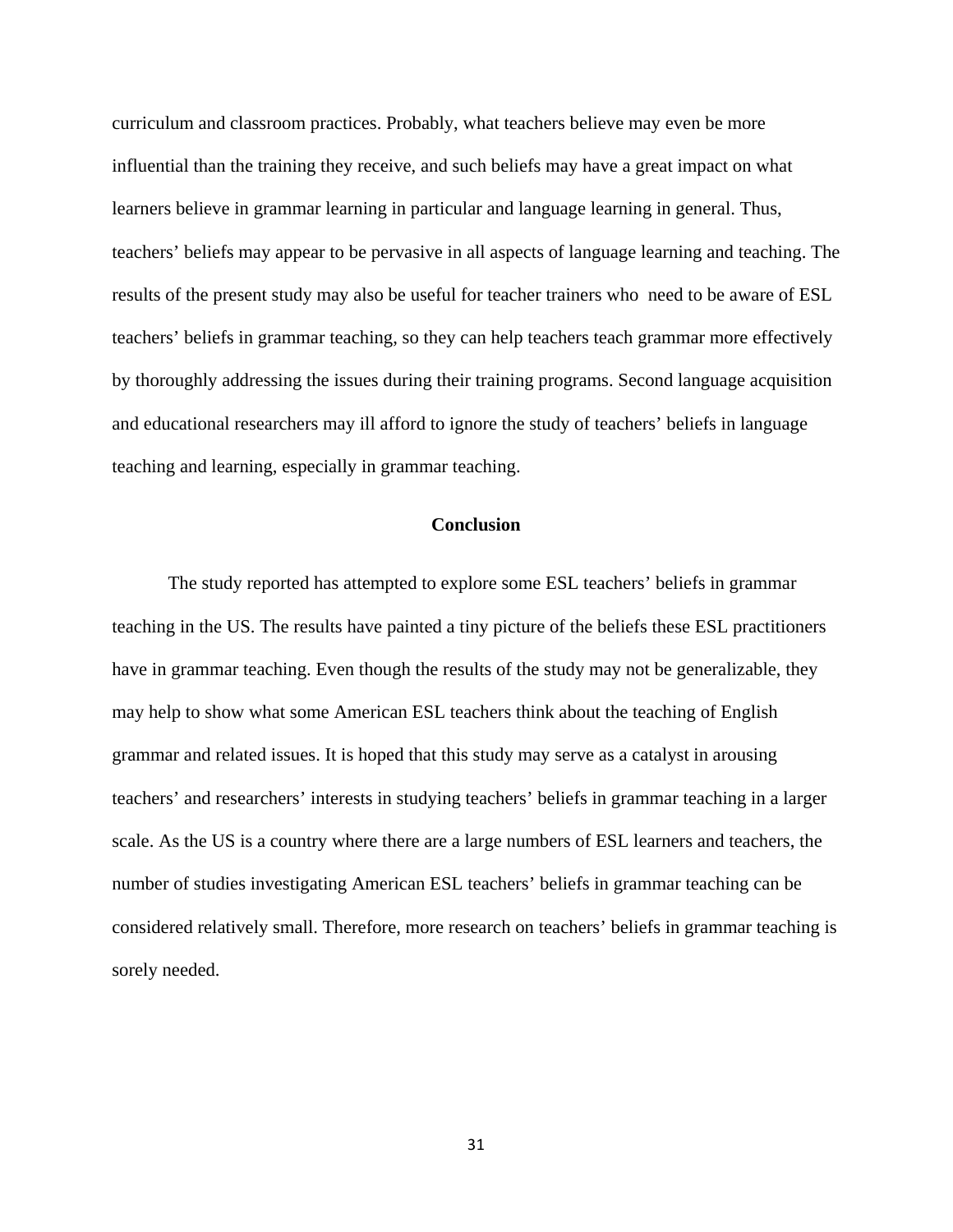curriculum and classroom practices. Probably, what teachers believe may even be more influential than the training they receive, and such beliefs may have a great impact on what learners believe in grammar learning in particular and language learning in general. Thus, teachers' beliefs may appear to be pervasive in all aspects of language learning and teaching. The results of the present study may also be useful for teacher trainers who need to be aware of ESL teachers' beliefs in grammar teaching, so they can help teachers teach grammar more effectively by thoroughly addressing the issues during their training programs. Second language acquisition and educational researchers may ill afford to ignore the study of teachers' beliefs in language teaching and learning, especially in grammar teaching.

## Conclusion

The study reported has attempted to explore some ESL teachers' beliefs in grammar teaching in the US. The results have painted a tiny picture of the beliefs these ESL practitioners have in grammar teaching. Even though the results of the study may not be generalizable, they may help to show what some American ESL teachers think about the teaching of English grammar and related issues. It is hoped that this study may serve as a catalyst in arousing teachers' and researchers' interests in studying teachers' beliefs in grammar teaching in a larger scale. As the US is a country where there are a large numbers of ESL learners and teachers, the number of studies investigating American ESL teachers' beliefs in grammar teaching can be considered relatively small. Therefore, more research on teachers' beliefs in grammar teaching is sorely needed.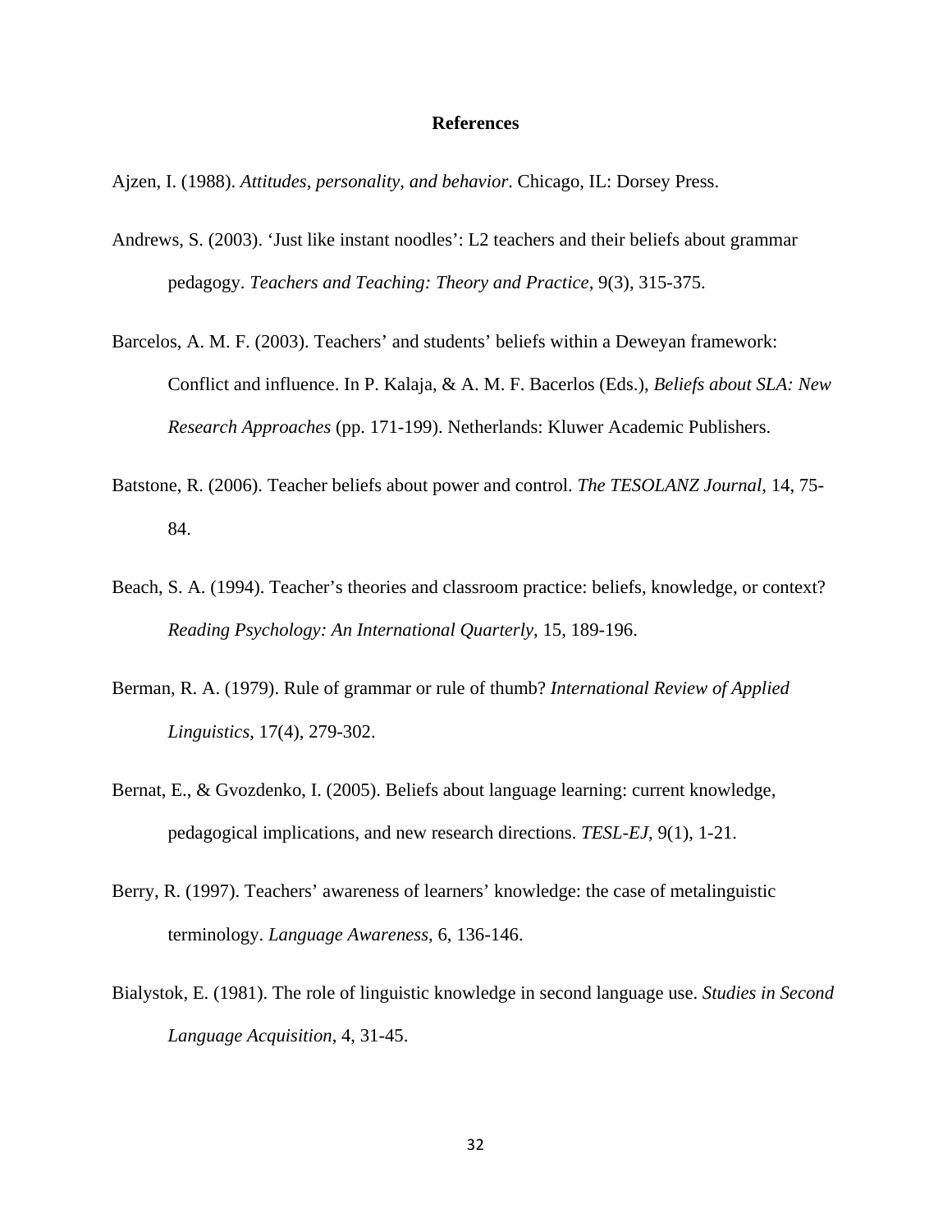# References

Ajzen, I. (1988). *Attitudes, personality, and behavior*. Chicago, IL: Dorsey Press.

Andrews, S. (2003). 'Just like instant noodles': L2 teachers and their beliefs about grammar pedagogy. *Teachers and Teaching: Theory and Practice*, 9(3), 315-375.

Barcelos, A. M. F. (2003). Teachers' and students' beliefs within a Deweyan framework: Conflict and influence. In P. Kalaja, & A. M. F. Bacerlos (Eds.), *Beliefs about SLA: New Research Approaches* (pp. 171-199). Netherlands: Kluwer Academic Publishers.

Batstone, R. (2006). Teacher beliefs about power and control. *The TESOLANZ Journal*, 14, 75-84.

Beach, S. A. (1994). Teacher's theories and classroom practice: beliefs, knowledge, or context? *Reading Psychology: An International Quarterly*, 15, 189-196.

Berman, R. A. (1979). Rule of grammar or rule of thumb? *International Review of Applied Linguistics*, 17(4), 279-302.

Bernat, E., & Gvozdenko, I. (2005). Beliefs about language learning: current knowledge, pedagogical implications, and new research directions. *TESL-EJ*, 9(1), 1-21.

Berry, R. (1997). Teachers' awareness of learners' knowledge: the case of metalinguistic terminology. *Language Awareness*, 6, 136-146.

Bialystok, E. (1981). The role of linguistic knowledge in second language use. *Studies in Second Language Acquisition*, 4, 31-45.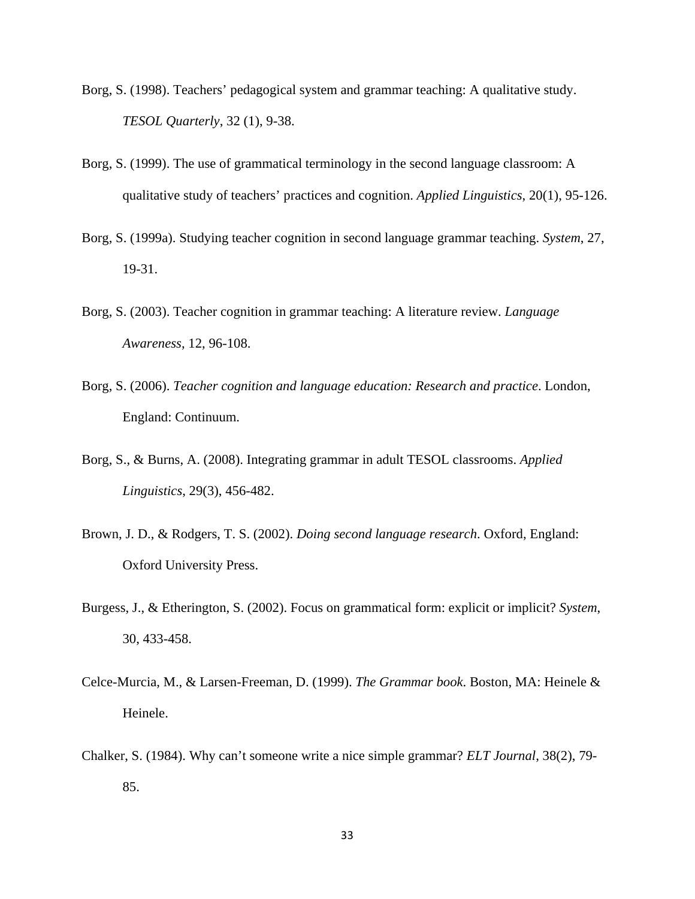Borg, S. (1998). Teachers' pedagogical system and grammar teaching: A qualitative study. *TESOL Quarterly*, 32 (1), 9-38.

Borg, S. (1999). The use of grammatical terminology in the second language classroom: A qualitative study of teachers' practices and cognition. *Applied Linguistics*, 20(1), 95-126.

Borg, S. (1999a). Studying teacher cognition in second language grammar teaching. *System*, 27, 19-31.

Borg, S. (2003). Teacher cognition in grammar teaching: A literature review. *Language Awareness*, 12, 96-108.

Borg, S. (2006). *Teacher cognition and language education: Research and practice*. London, England: Continuum.

Borg, S., & Burns, A. (2008). Integrating grammar in adult TESOL classrooms. *Applied Linguistics*, 29(3), 456-482.

Brown, J. D., & Rodgers, T. S. (2002). *Doing second language research*. Oxford, England: Oxford University Press.

Burgess, J., & Etherington, S. (2002). Focus on grammatical form: explicit or implicit? *System*, 30, 433-458.

Celce-Murcia, M., & Larsen-Freeman, D. (1999). *The Grammar book*. Boston, MA: Heinele & Heinele.

Chalker, S. (1984). Why can't someone write a nice simple grammar? *ELT Journal*, 38(2), 79-85.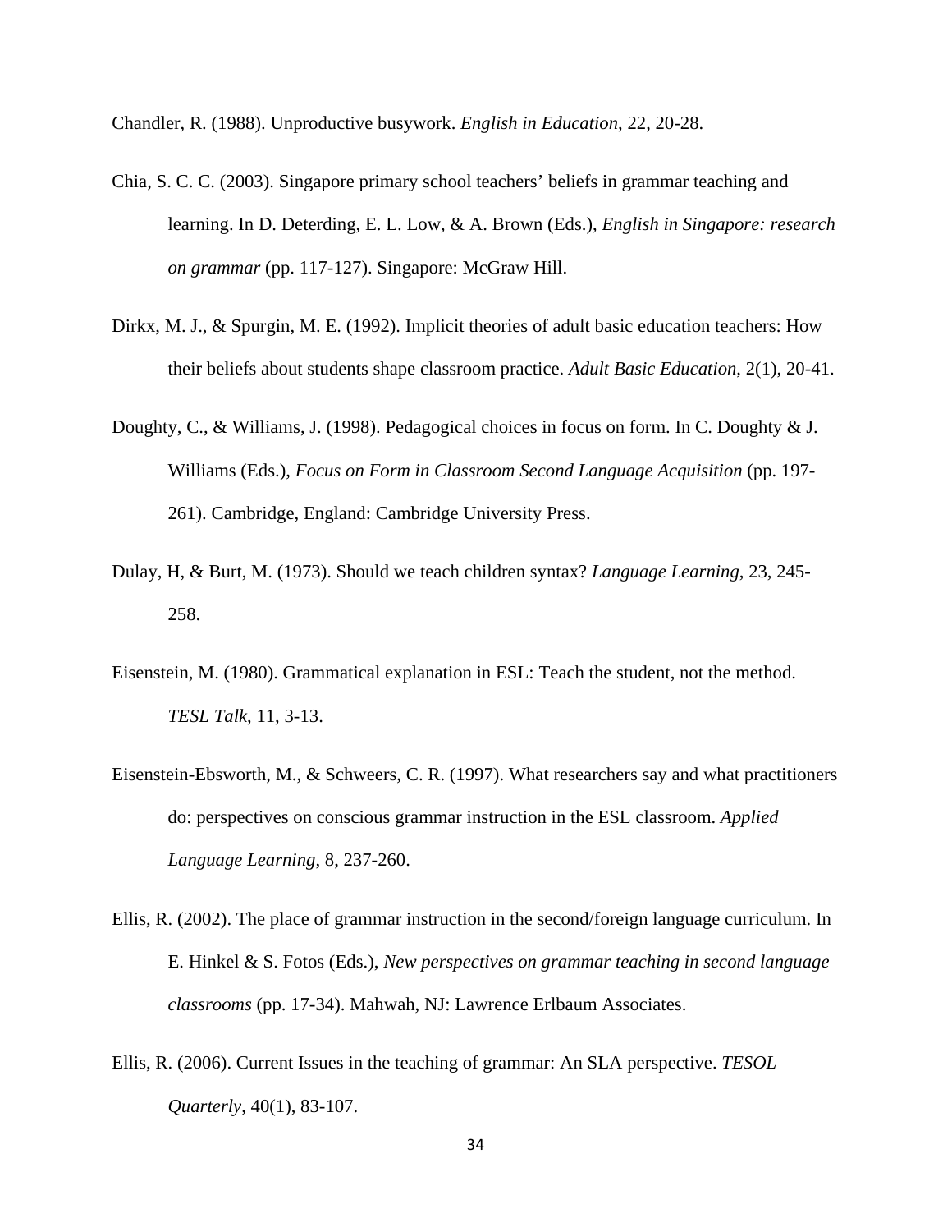Chandler, R. (1988). Unproductive busywork. *English in Education*, 22, 20-28.

Chia, S. C. C. (2003). Singapore primary school teachers' beliefs in grammar teaching and learning. In D. Deterding, E. L. Low, & A. Brown (Eds.), *English in Singapore: research on grammar* (pp. 117-127). Singapore: McGraw Hill.

Dirkx, M. J., & Spurgin, M. E. (1992). Implicit theories of adult basic education teachers: How their beliefs about students shape classroom practice. *Adult Basic Education*, 2(1), 20-41.

Doughty, C., & Williams, J. (1998). Pedagogical choices in focus on form. In C. Doughty & J. Williams (Eds.), *Focus on Form in Classroom Second Language Acquisition* (pp. 197-261). Cambridge, England: Cambridge University Press.

Dulay, H, & Burt, M. (1973). Should we teach children syntax? *Language Learning*, 23, 245-258.

Eisenstein, M. (1980). Grammatical explanation in ESL: Teach the student, not the method. *TESL Talk*, 11, 3-13.

Eisenstein-Ebsworth, M., & Schweers, C. R. (1997). What researchers say and what practitioners do: perspectives on conscious grammar instruction in the ESL classroom. *Applied Language Learning*, 8, 237-260.

Ellis, R. (2002). The place of grammar instruction in the second/foreign language curriculum. In E. Hinkel & S. Fotos (Eds.), *New perspectives on grammar teaching in second language classrooms* (pp. 17-34). Mahwah, NJ: Lawrence Erlbaum Associates.

Ellis, R. (2006). Current Issues in the teaching of grammar: An SLA perspective. *TESOL Quarterly*, 40(1), 83-107.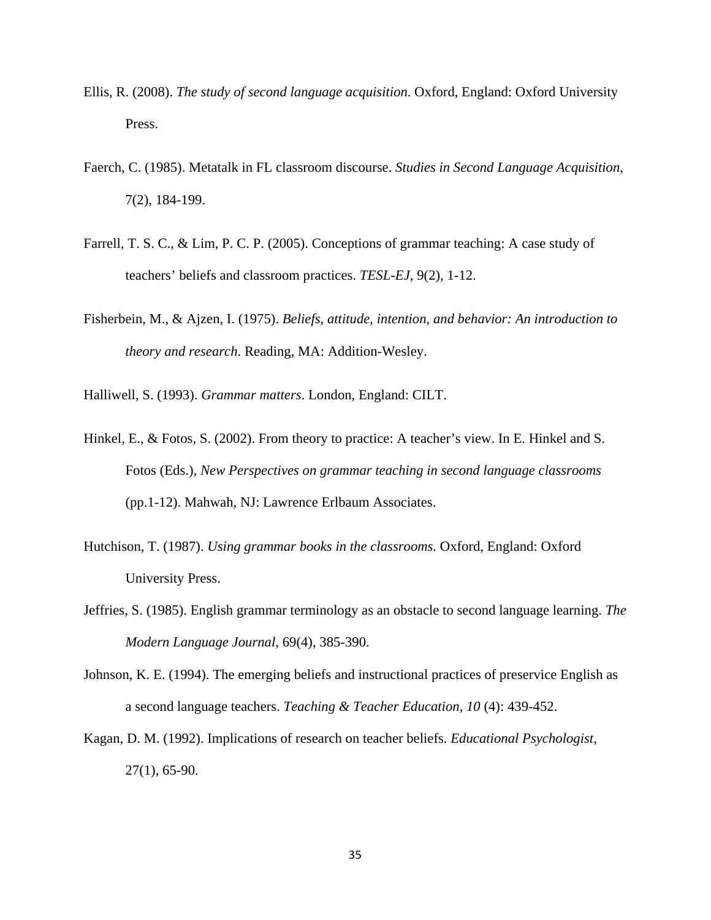Ellis, R. (2008). *The study of second language acquisition*. Oxford, England: Oxford University Press.

Faerch, C. (1985). Metatalk in FL classroom discourse. *Studies in Second Language Acquisition,* 7(2), 184-199.

Farrell, T. S. C., & Lim, P. C. P. (2005). Conceptions of grammar teaching: A case study of teachers' beliefs and classroom practices. *TESL-EJ*, 9(2), 1-12.

Fisherbein, M., & Ajzen, I. (1975). *Beliefs, attitude, intention, and behavior: An introduction to theory and research*. Reading, MA: Addition-Wesley.

Halliwell, S. (1993). *Grammar matters*. London, England: CILT.

Hinkel, E., & Fotos, S. (2002). From theory to practice: A teacher's view. In E. Hinkel and S. Fotos (Eds.), *New Perspectives on grammar teaching in second language classrooms* (pp.1-12). Mahwah, NJ: Lawrence Erlbaum Associates.

Hutchison, T. (1987). *Using grammar books in the classrooms*. Oxford, England: Oxford University Press.

Jeffries, S. (1985). English grammar terminology as an obstacle to second language learning. *The Modern Language Journal*, 69(4), 385-390.

Johnson, K. E. (1994). The emerging beliefs and instructional practices of preservice English as a second language teachers. *Teaching & Teacher Education, 10* (4): 439-452.

Kagan, D. M. (1992). Implications of research on teacher beliefs. *Educational Psychologist*, 27(1), 65-90.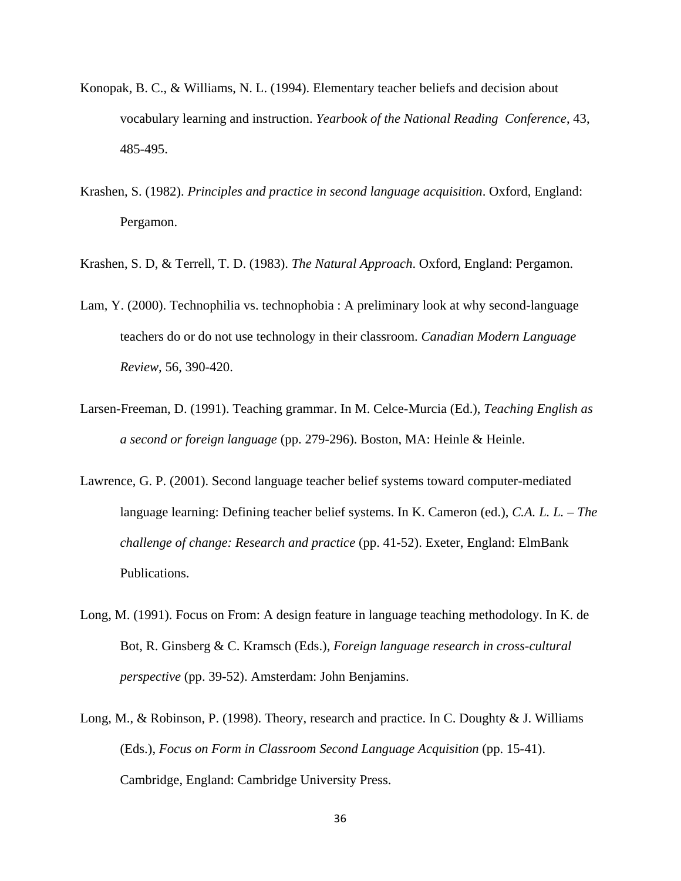Konopak, B. C., & Williams, N. L. (1994). Elementary teacher beliefs and decision about vocabulary learning and instruction. *Yearbook of the National Reading Conference*, 43, 485-495.

Krashen, S. (1982). *Principles and practice in second language acquisition*. Oxford, England: Pergamon.

Krashen, S. D, & Terrell, T. D. (1983). *The Natural Approach*. Oxford, England: Pergamon.

Lam, Y. (2000). Technophilia vs. technophobia : A preliminary look at why second-language teachers do or do not use technology in their classroom. *Canadian Modern Language Review*, 56, 390-420.

Larsen-Freeman, D. (1991). Teaching grammar. In M. Celce-Murcia (Ed.), *Teaching English as a second or foreign language* (pp. 279-296). Boston, MA: Heinle & Heinle.

Lawrence, G. P. (2001). Second language teacher belief systems toward computer-mediated language learning: Defining teacher belief systems. In K. Cameron (ed.), *C.A. L. L. – The challenge of change: Research and practice* (pp. 41-52). Exeter, England: ElmBank Publications.

Long, M. (1991). Focus on From: A design feature in language teaching methodology. In K. de Bot, R. Ginsberg & C. Kramsch (Eds.), *Foreign language research in cross-cultural perspective* (pp. 39-52). Amsterdam: John Benjamins.

Long, M., & Robinson, P. (1998). Theory, research and practice. In C. Doughty & J. Williams (Eds.), *Focus on Form in Classroom Second Language Acquisition* (pp. 15-41). Cambridge, England: Cambridge University Press.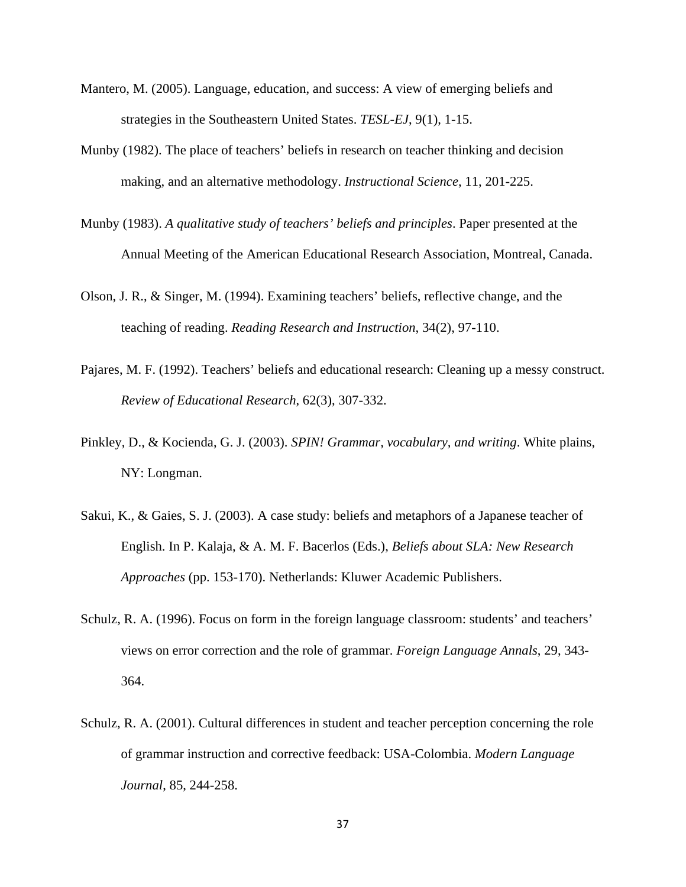Mantero, M. (2005). Language, education, and success: A view of emerging beliefs and strategies in the Southeastern United States. *TESL-EJ*, 9(1), 1-15.

Munby (1982). The place of teachers' beliefs in research on teacher thinking and decision making, and an alternative methodology. *Instructional Science*, 11, 201-225.

Munby (1983). *A qualitative study of teachers' beliefs and principles*. Paper presented at the Annual Meeting of the American Educational Research Association, Montreal, Canada.

Olson, J. R., & Singer, M. (1994). Examining teachers' beliefs, reflective change, and the teaching of reading. *Reading Research and Instruction*, 34(2), 97-110.

Pajares, M. F. (1992). Teachers' beliefs and educational research: Cleaning up a messy construct. *Review of Educational Research*, 62(3), 307-332.

Pinkley, D., & Kocienda, G. J. (2003). *SPIN! Grammar, vocabulary, and writing*. White plains, NY: Longman.

Sakui, K., & Gaies, S. J. (2003). A case study: beliefs and metaphors of a Japanese teacher of English. In P. Kalaja, & A. M. F. Bacerlos (Eds.), *Beliefs about SLA: New Research Approaches* (pp. 153-170). Netherlands: Kluwer Academic Publishers.

Schulz, R. A. (1996). Focus on form in the foreign language classroom: students' and teachers' views on error correction and the role of grammar. *Foreign Language Annals*, 29, 343-364.

Schulz, R. A. (2001). Cultural differences in student and teacher perception concerning the role of grammar instruction and corrective feedback: USA-Colombia. *Modern Language Journal*, 85, 244-258.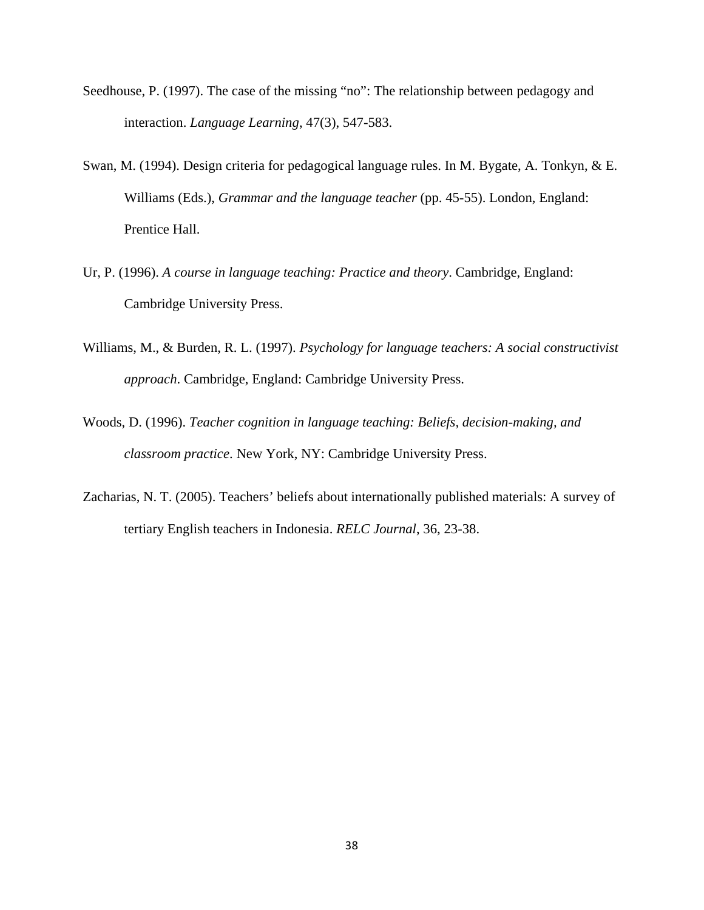Seedhouse, P. (1997). The case of the missing “no”: The relationship between pedagogy and interaction. *Language Learning*, 47(3), 547-583.

Swan, M. (1994). Design criteria for pedagogical language rules. In M. Bygate, A. Tonkyn, & E. Williams (Eds.), *Grammar and the language teacher* (pp. 45-55). London, England: Prentice Hall.

Ur, P. (1996). *A course in language teaching: Practice and theory*. Cambridge, England: Cambridge University Press.

Williams, M., & Burden, R. L. (1997). *Psychology for language teachers: A social constructivist approach*. Cambridge, England: Cambridge University Press.

Woods, D. (1996). *Teacher cognition in language teaching: Beliefs, decision-making, and classroom practice*. New York, NY: Cambridge University Press.

Zacharias, N. T. (2005). Teachers’ beliefs about internationally published materials: A survey of tertiary English teachers in Indonesia. *RELC Journal*, 36, 23-38.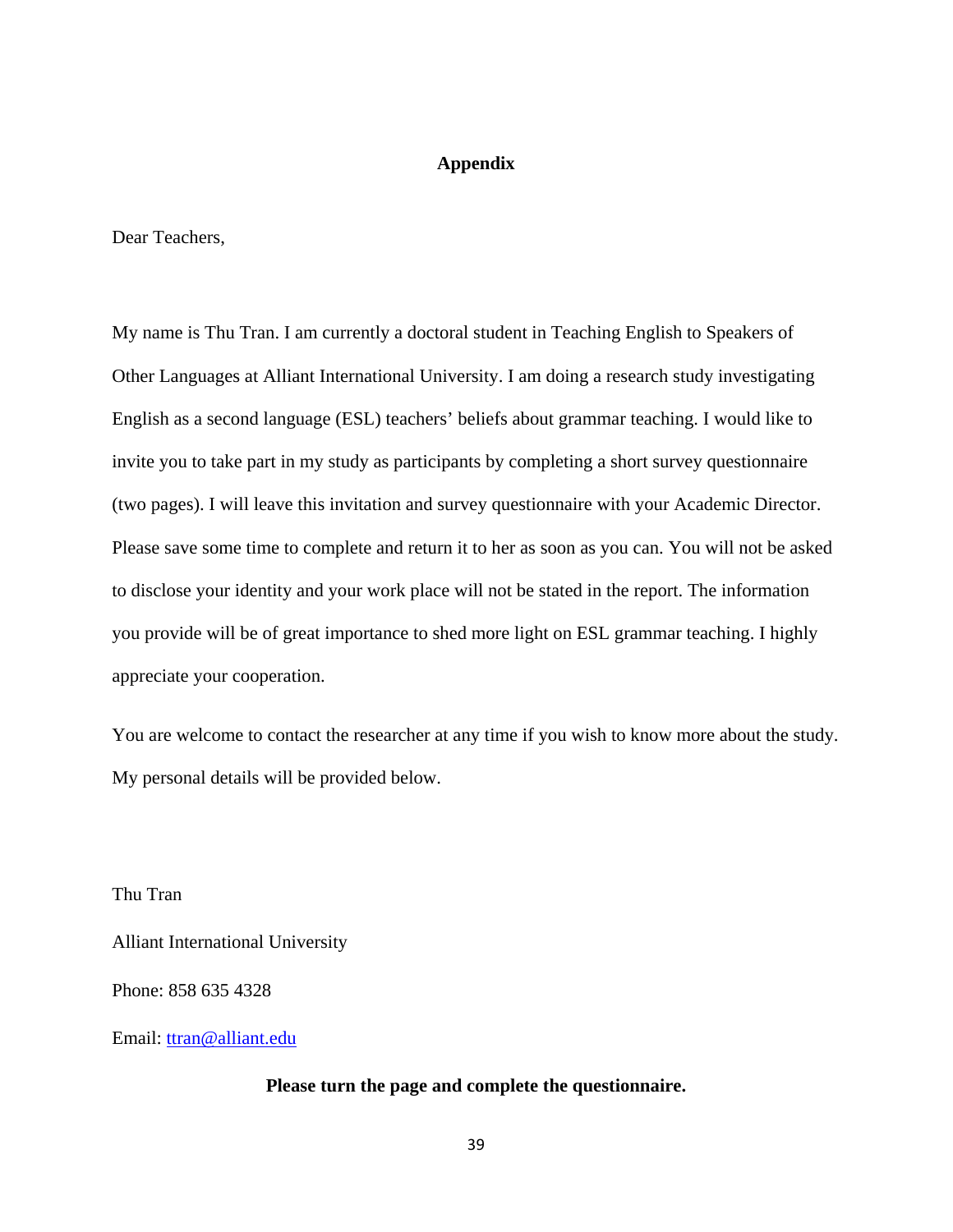# Appendix

Dear Teachers,

My name is Thu Tran. I am currently a doctoral student in Teaching English to Speakers of Other Languages at Alliant International University. I am doing a research study investigating English as a second language (ESL) teachers' beliefs about grammar teaching. I would like to invite you to take part in my study as participants by completing a short survey questionnaire (two pages). I will leave this invitation and survey questionnaire with your Academic Director. Please save some time to complete and return it to her as soon as you can. You will not be asked to disclose your identity and your work place will not be stated in the report. The information you provide will be of great importance to shed more light on ESL grammar teaching. I highly appreciate your cooperation.

You are welcome to contact the researcher at any time if you wish to know more about the study. My personal details will be provided below.

Thu Tran

Alliant International University

Phone: 858 635 4328

Email: ttran@alliant.edu

**Please turn the page and complete the questionnaire.**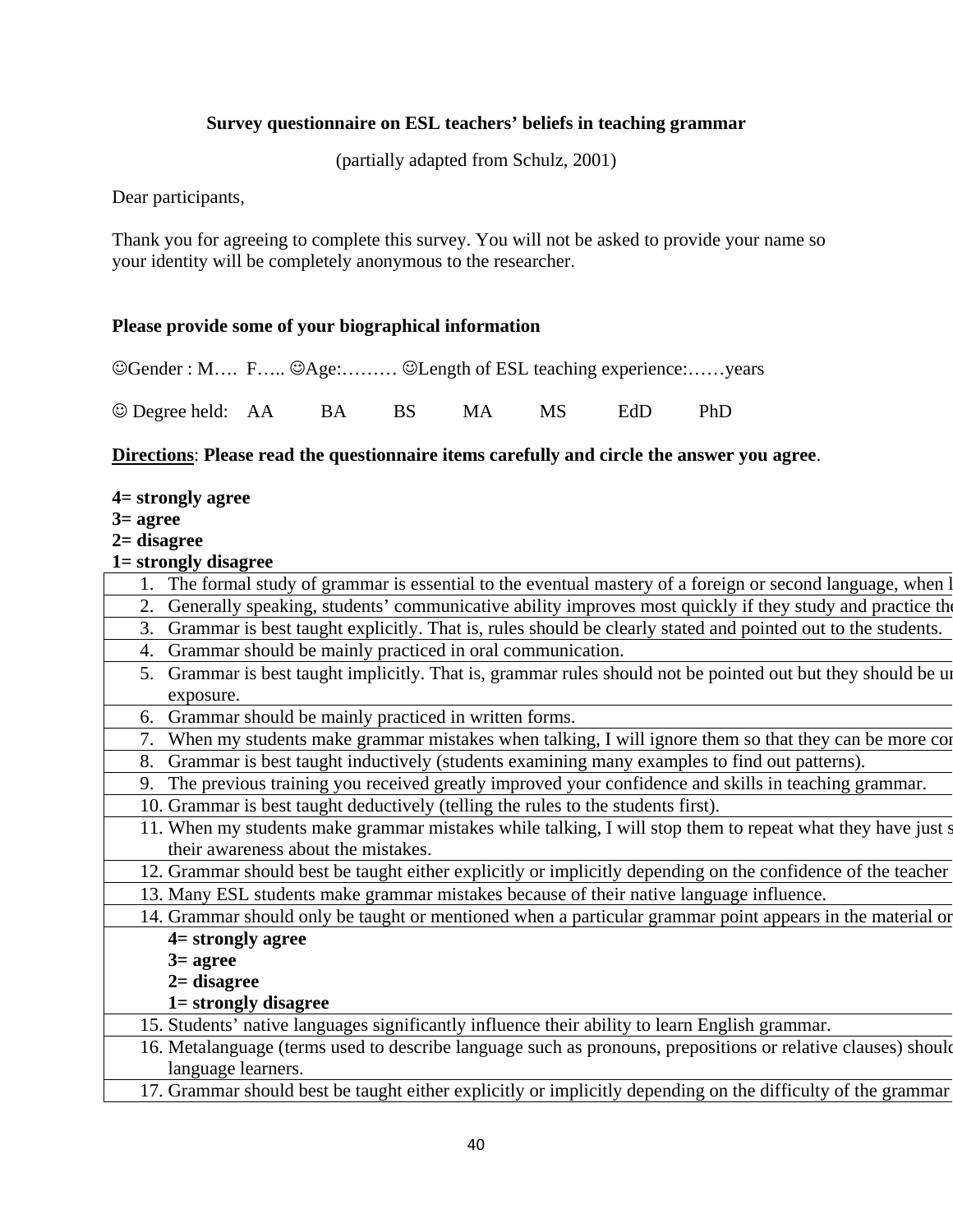**Survey questionnaire on ESL teachers' beliefs in teaching grammar**

(partially adapted from Schulz, 2001)

Dear participants,

Thank you for agreeing to complete this survey. You will not be asked to provide your name so your identity will be completely anonymous to the researcher.

**Please provide some of your biographical information**

☺Gender : M…. F….. ☺Age:……… ☺Length of ESL teaching experience:……years

☺ Degree held: AA BA BS MA MS EdD PhD

__**Directions**__: **Please read the questionnaire items carefully and circle the answer you agree**.

**4= strongly agree**
**3= agree**
**2= disagree**
**1= strongly disagree**

| |
|---|
| 1. The formal study of grammar is essential to the eventual mastery of a foreign or second language, when l |
| 2. Generally speaking, students' communicative ability improves most quickly if they study and practice the |
| 3. Grammar is best taught explicitly. That is, rules should be clearly stated and pointed out to the students. |
| 4. Grammar should be mainly practiced in oral communication. |
| 5. Grammar is best taught implicitly. That is, grammar rules should not be pointed out but they should be ur exposure. |
| 6. Grammar should be mainly practiced in written forms. |
| 7. When my students make grammar mistakes when talking, I will ignore them so that they can be more cor |
| 8. Grammar is best taught inductively (students examining many examples to find out patterns). |
| 9. The previous training you received greatly improved your confidence and skills in teaching grammar. |
| 10. Grammar is best taught deductively (telling the rules to the students first). |
| 11. When my students make grammar mistakes while talking, I will stop them to repeat what they have just s their awareness about the mistakes. |
| 12. Grammar should best be taught either explicitly or implicitly depending on the confidence of the teacher |
| 13. Many ESL students make grammar mistakes because of their native language influence. |
| 14. Grammar should only be taught or mentioned when a particular grammar point appears in the material or |
| **4= strongly agree**<br>**3= agree**<br>**2= disagree**<br>**1= strongly disagree** |
| 15. Students' native languages significantly influence their ability to learn English grammar. |
| 16. Metalanguage (terms used to describe language such as pronouns, prepositions or relative clauses) should language learners. |
| 17. Grammar should best be taught either explicitly or implicitly depending on the difficulty of the grammar |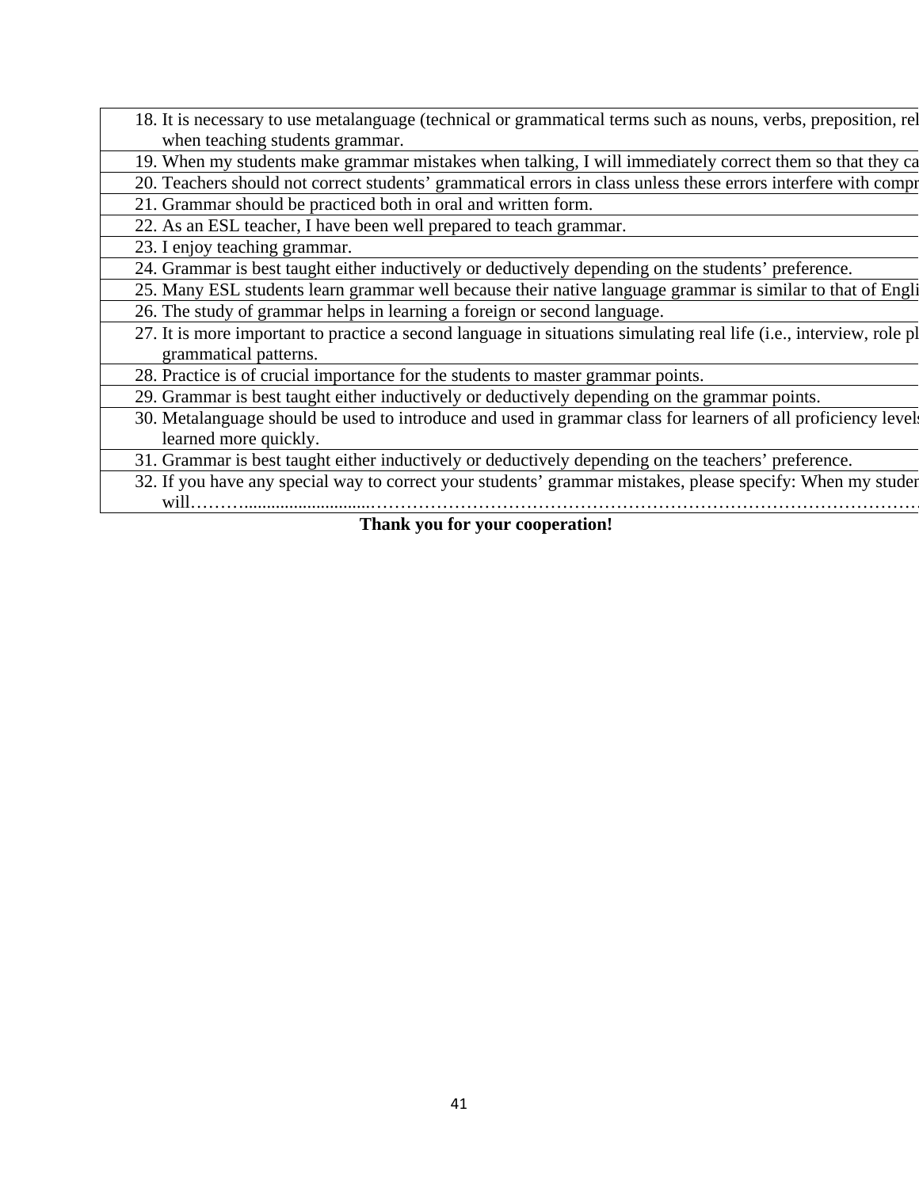| |
|---|
| 18. It is necessary to use metalanguage (technical or grammatical terms such as nouns, verbs, preposition, rel when teaching students grammar. |
| 19. When my students make grammar mistakes when talking, I will immediately correct them so that they ca |
| 20. Teachers should not correct students' grammatical errors in class unless these errors interfere with compr |
| 21. Grammar should be practiced both in oral and written form. |
| 22. As an ESL teacher, I have been well prepared to teach grammar. |
| 23. I enjoy teaching grammar. |
| 24. Grammar is best taught either inductively or deductively depending on the students' preference. |
| 25. Many ESL students learn grammar well because their native language grammar is similar to that of Engli |
| 26. The study of grammar helps in learning a foreign or second language. |
| 27. It is more important to practice a second language in situations simulating real life (i.e., interview, role pl grammatical patterns. |
| 28. Practice is of crucial importance for the students to master grammar points. |
| 29. Grammar is best taught either inductively or deductively depending on the grammar points. |
| 30. Metalanguage should be used to introduce and used in grammar class for learners of all proficiency levels learned more quickly. |
| 31. Grammar is best taught either inductively or deductively depending on the teachers' preference. |
| 32. If you have any special way to correct your students' grammar mistakes, please specify: When my studen will………..............................………………………………………………………………………… |

**Thank you for your cooperation!**